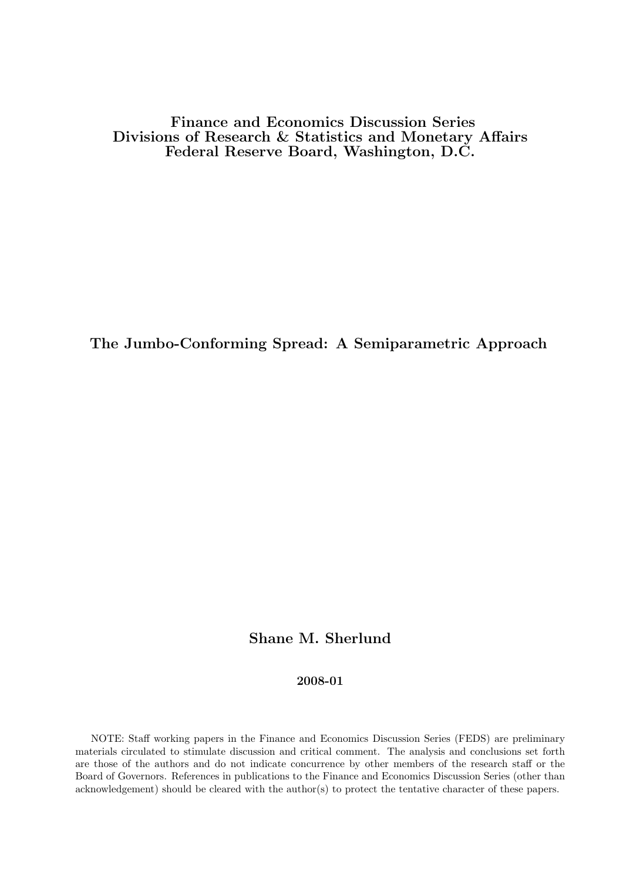**Finance and Economics Discussion Series**
**Divisions of Research & Statistics and Monetary Affairs**
**Federal Reserve Board, Washington, D.C.**

# The Jumbo-Conforming Spread: A Semiparametric Approach

**Shane M. Sherlund**

**2008-01**

NOTE: Staff working papers in the Finance and Economics Discussion Series (FEDS) are preliminary materials circulated to stimulate discussion and critical comment. The analysis and conclusions set forth are those of the authors and do not indicate concurrence by other members of the research staff or the Board of Governors. References in publications to the Finance and Economics Discussion Series (other than acknowledgement) should be cleared with the author(s) to protect the tentative character of these papers.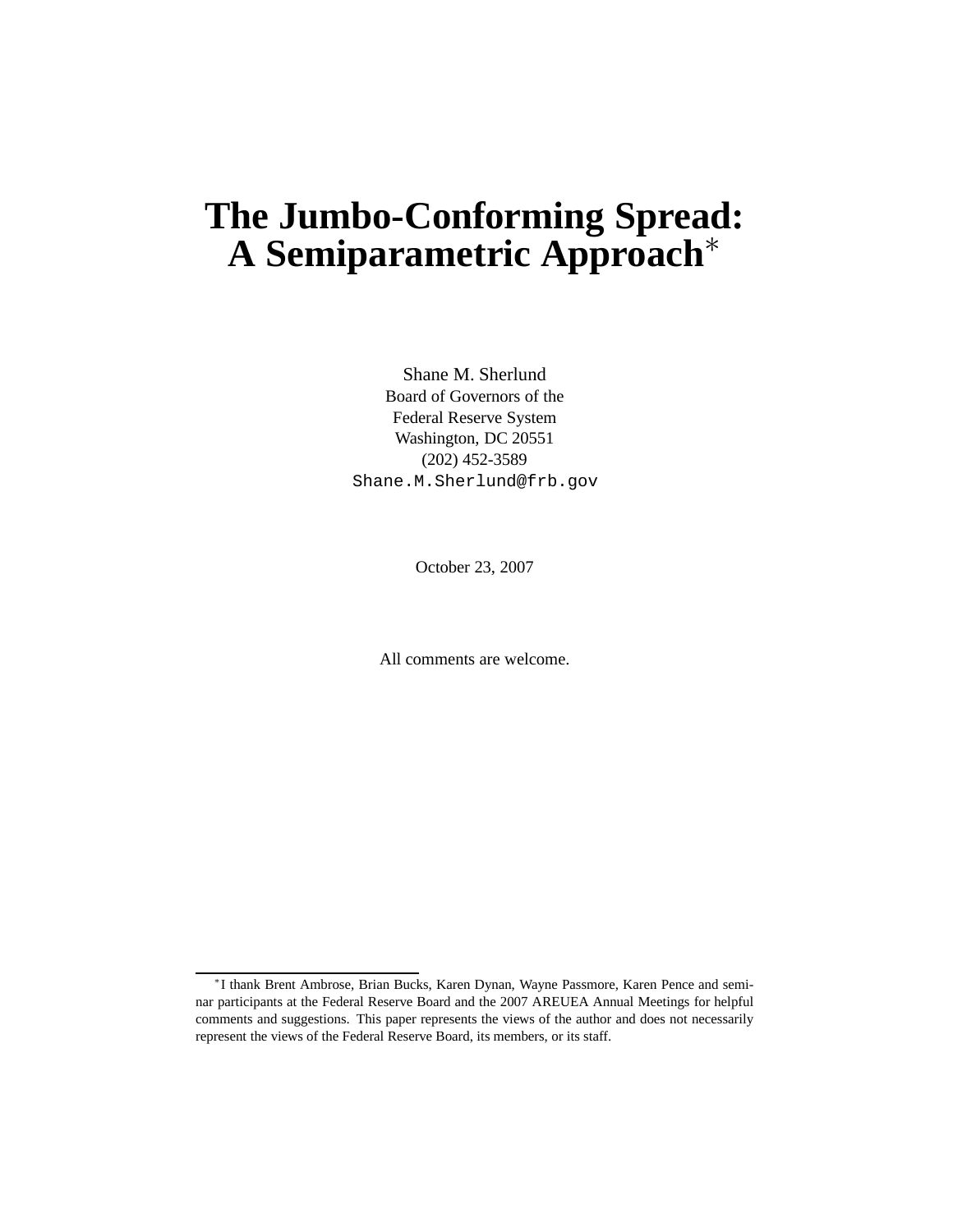# The Jumbo-Conforming Spread: A Semiparametric Approach*

Shane M. Sherlund
Board of Governors of the
Federal Reserve System
Washington, DC 20551
(202) 452-3589
Shane.M.Sherlund@frb.gov

October 23, 2007

All comments are welcome.

---

*I thank Brent Ambrose, Brian Bucks, Karen Dynan, Wayne Passmore, Karen Pence and seminar participants at the Federal Reserve Board and the 2007 AREUEA Annual Meetings for helpful comments and suggestions. This paper represents the views of the author and does not necessarily represent the views of the Federal Reserve Board, its members, or its staff.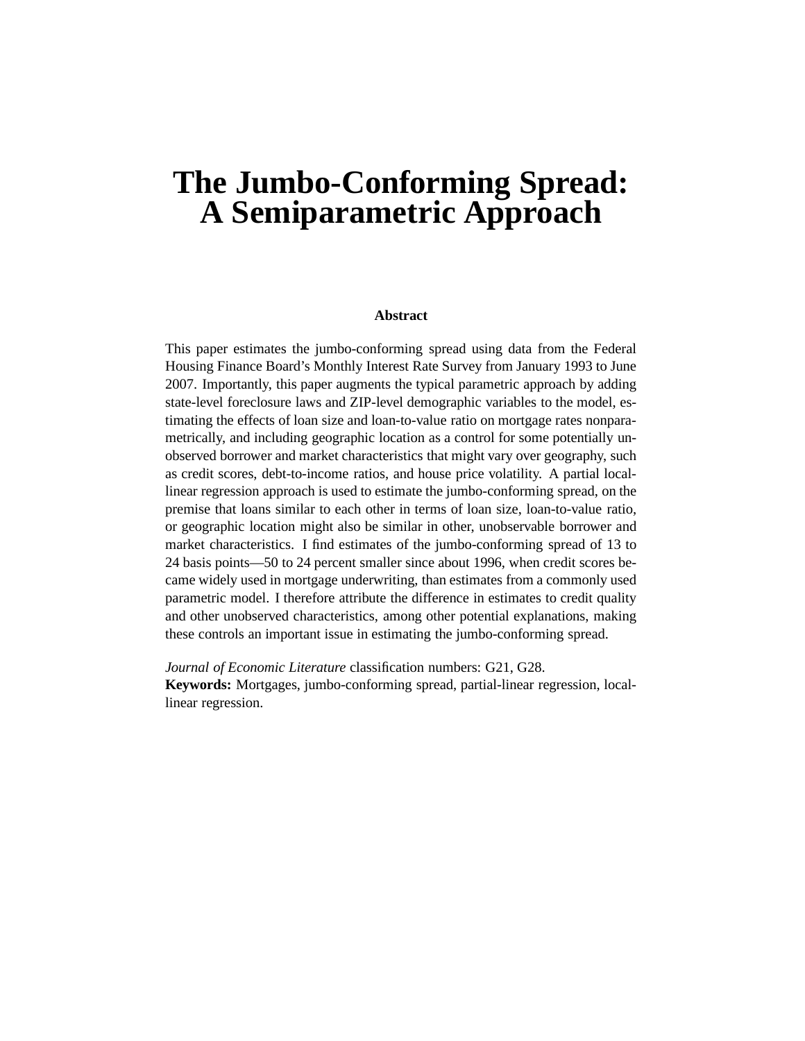# The Jumbo-Conforming Spread: A Semiparametric Approach

**Abstract**

This paper estimates the jumbo-conforming spread using data from the Federal Housing Finance Board's Monthly Interest Rate Survey from January 1993 to June 2007. Importantly, this paper augments the typical parametric approach by adding state-level foreclosure laws and ZIP-level demographic variables to the model, estimating the effects of loan size and loan-to-value ratio on mortgage rates nonparametrically, and including geographic location as a control for some potentially unobserved borrower and market characteristics that might vary over geography, such as credit scores, debt-to-income ratios, and house price volatility. A partial local-linear regression approach is used to estimate the jumbo-conforming spread, on the premise that loans similar to each other in terms of loan size, loan-to-value ratio, or geographic location might also be similar in other, unobservable borrower and market characteristics. I find estimates of the jumbo-conforming spread of 13 to 24 basis points—50 to 24 percent smaller since about 1996, when credit scores became widely used in mortgage underwriting, than estimates from a commonly used parametric model. I therefore attribute the difference in estimates to credit quality and other unobserved characteristics, among other potential explanations, making these controls an important issue in estimating the jumbo-conforming spread.

*Journal of Economic Literature* classification numbers: G21, G28.
**Keywords:** Mortgages, jumbo-conforming spread, partial-linear regression, local-linear regression.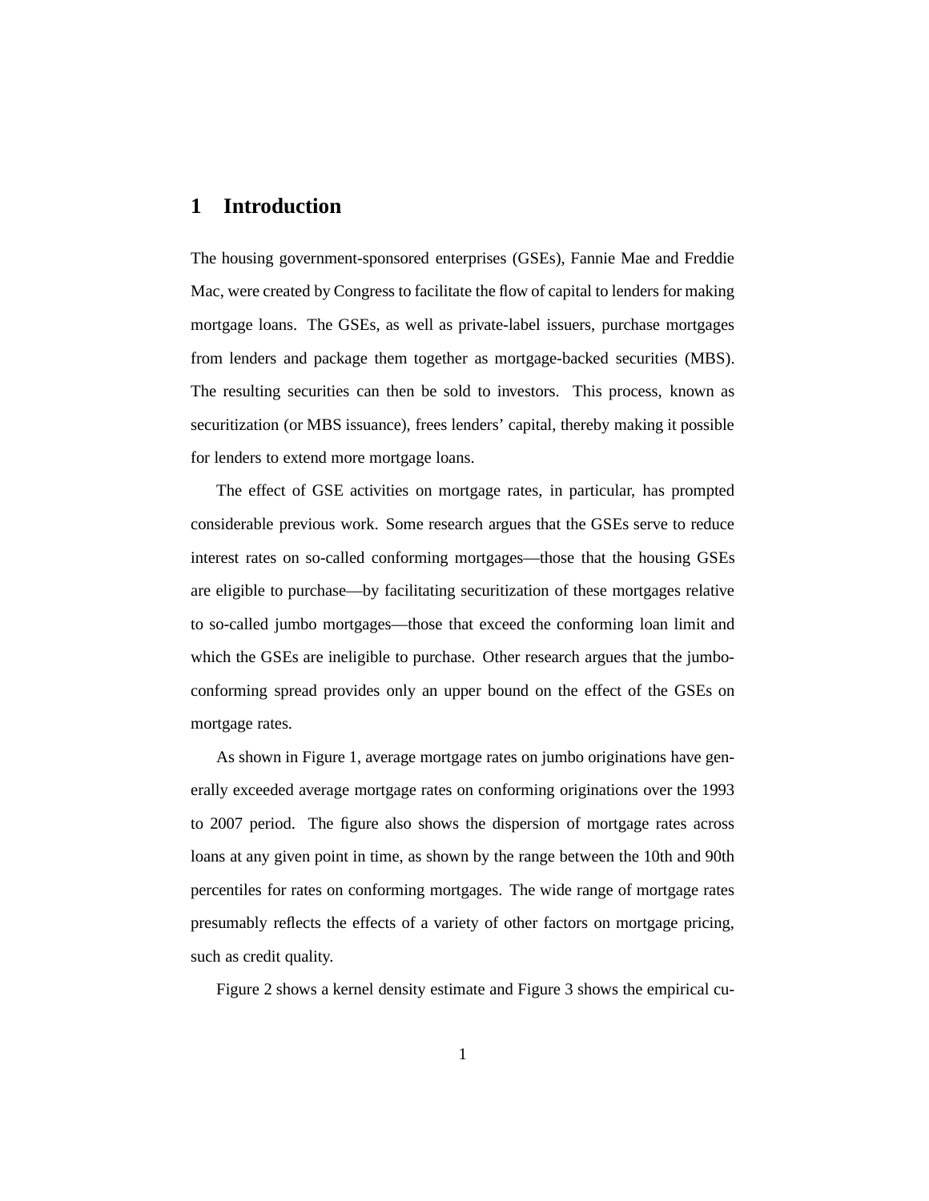# 1 Introduction

The housing government-sponsored enterprises (GSEs), Fannie Mae and Freddie Mac, were created by Congress to facilitate the flow of capital to lenders for making mortgage loans. The GSEs, as well as private-label issuers, purchase mortgages from lenders and package them together as mortgage-backed securities (MBS). The resulting securities can then be sold to investors. This process, known as securitization (or MBS issuance), frees lenders' capital, thereby making it possible for lenders to extend more mortgage loans.

The effect of GSE activities on mortgage rates, in particular, has prompted considerable previous work. Some research argues that the GSEs serve to reduce interest rates on so-called conforming mortgages—those that the housing GSEs are eligible to purchase—by facilitating securitization of these mortgages relative to so-called jumbo mortgages—those that exceed the conforming loan limit and which the GSEs are ineligible to purchase. Other research argues that the jumbo-conforming spread provides only an upper bound on the effect of the GSEs on mortgage rates.

As shown in Figure 1, average mortgage rates on jumbo originations have generally exceeded average mortgage rates on conforming originations over the 1993 to 2007 period. The figure also shows the dispersion of mortgage rates across loans at any given point in time, as shown by the range between the 10th and 90th percentiles for rates on conforming mortgages. The wide range of mortgage rates presumably reflects the effects of a variety of other factors on mortgage pricing, such as credit quality.

Figure 2 shows a kernel density estimate and Figure 3 shows the empirical cu-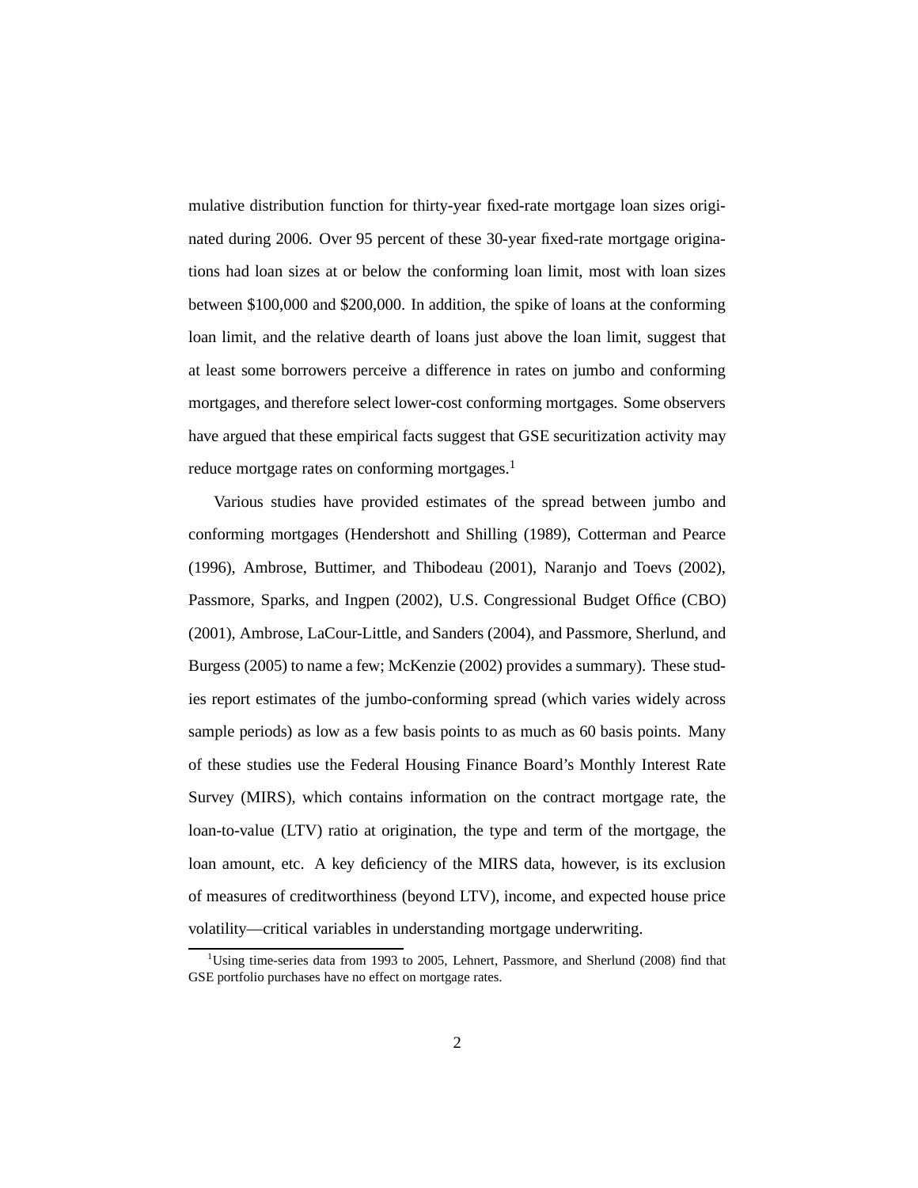mulative distribution function for thirty-year fixed-rate mortgage loan sizes originated during 2006. Over 95 percent of these 30-year fixed-rate mortgage originations had loan sizes at or below the conforming loan limit, most with loan sizes between \$100,000 and \$200,000. In addition, the spike of loans at the conforming loan limit, and the relative dearth of loans just above the loan limit, suggest that at least some borrowers perceive a difference in rates on jumbo and conforming mortgages, and therefore select lower-cost conforming mortgages. Some observers have argued that these empirical facts suggest that GSE securitization activity may reduce mortgage rates on conforming mortgages.[1]

Various studies have provided estimates of the spread between jumbo and conforming mortgages (Hendershott and Shilling (1989), Cotterman and Pearce (1996), Ambrose, Buttimer, and Thibodeau (2001), Naranjo and Toevs (2002), Passmore, Sparks, and Ingpen (2002), U.S. Congressional Budget Office (CBO) (2001), Ambrose, LaCour-Little, and Sanders (2004), and Passmore, Sherlund, and Burgess (2005) to name a few; McKenzie (2002) provides a summary). These studies report estimates of the jumbo-conforming spread (which varies widely across sample periods) as low as a few basis points to as much as 60 basis points. Many of these studies use the Federal Housing Finance Board's Monthly Interest Rate Survey (MIRS), which contains information on the contract mortgage rate, the loan-to-value (LTV) ratio at origination, the type and term of the mortgage, the loan amount, etc. A key deficiency of the MIRS data, however, is its exclusion of measures of creditworthiness (beyond LTV), income, and expected house price volatility—critical variables in understanding mortgage underwriting.

[1] Using time-series data from 1993 to 2005, Lehnert, Passmore, and Sherlund (2008) find that GSE portfolio purchases have no effect on mortgage rates.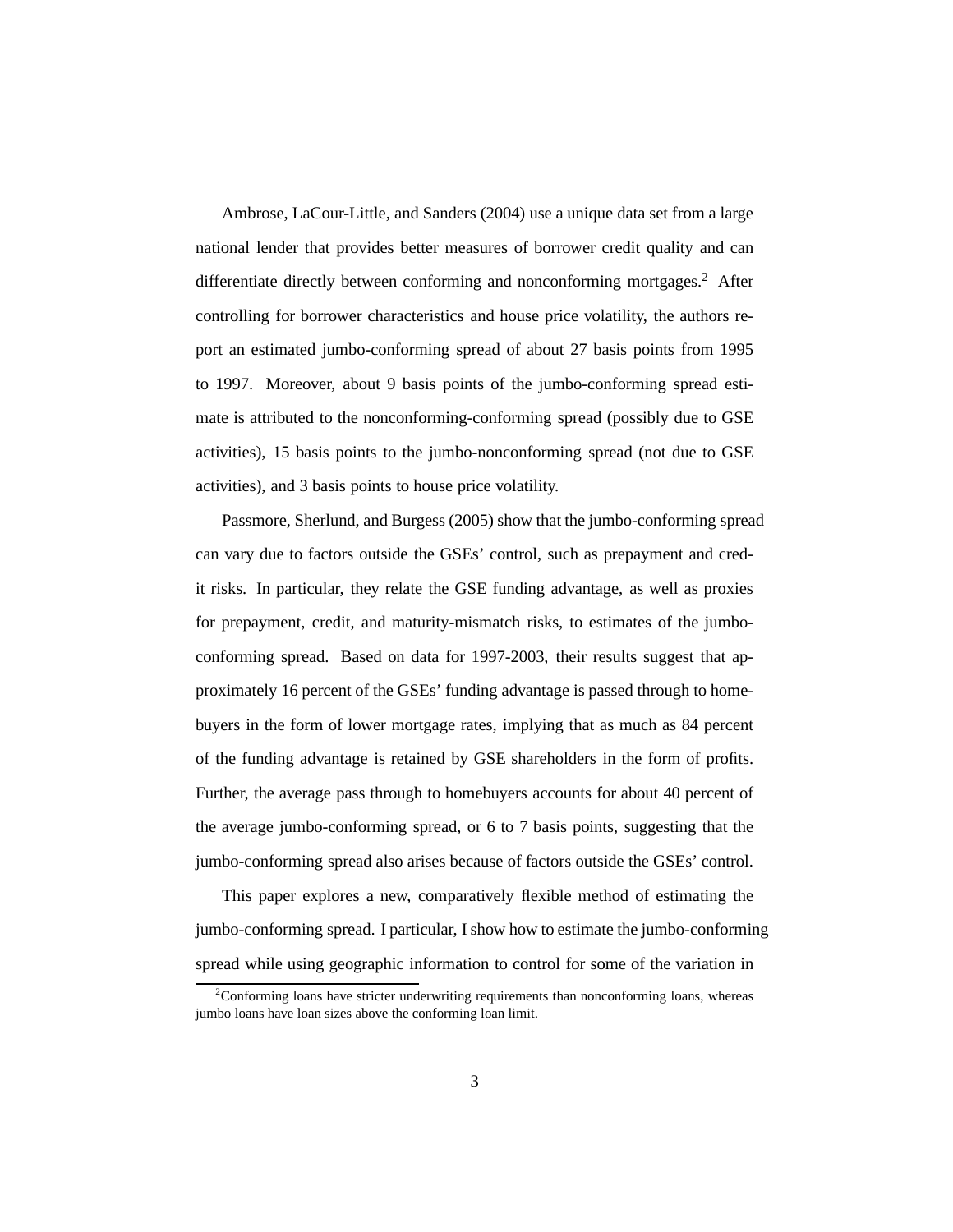Ambrose, LaCour-Little, and Sanders (2004) use a unique data set from a large national lender that provides better measures of borrower credit quality and can differentiate directly between conforming and nonconforming mortgages.[2] After controlling for borrower characteristics and house price volatility, the authors report an estimated jumbo-conforming spread of about 27 basis points from 1995 to 1997. Moreover, about 9 basis points of the jumbo-conforming spread estimate is attributed to the nonconforming-conforming spread (possibly due to GSE activities), 15 basis points to the jumbo-nonconforming spread (not due to GSE activities), and 3 basis points to house price volatility.

Passmore, Sherlund, and Burgess (2005) show that the jumbo-conforming spread can vary due to factors outside the GSEs' control, such as prepayment and credit risks. In particular, they relate the GSE funding advantage, as well as proxies for prepayment, credit, and maturity-mismatch risks, to estimates of the jumbo-conforming spread. Based on data for 1997-2003, their results suggest that approximately 16 percent of the GSEs' funding advantage is passed through to homebuyers in the form of lower mortgage rates, implying that as much as 84 percent of the funding advantage is retained by GSE shareholders in the form of profits. Further, the average pass through to homebuyers accounts for about 40 percent of the average jumbo-conforming spread, or 6 to 7 basis points, suggesting that the jumbo-conforming spread also arises because of factors outside the GSEs' control.

This paper explores a new, comparatively flexible method of estimating the jumbo-conforming spread. I particular, I show how to estimate the jumbo-conforming spread while using geographic information to control for some of the variation in

[2] Conforming loans have stricter underwriting requirements than nonconforming loans, whereas jumbo loans have loan sizes above the conforming loan limit.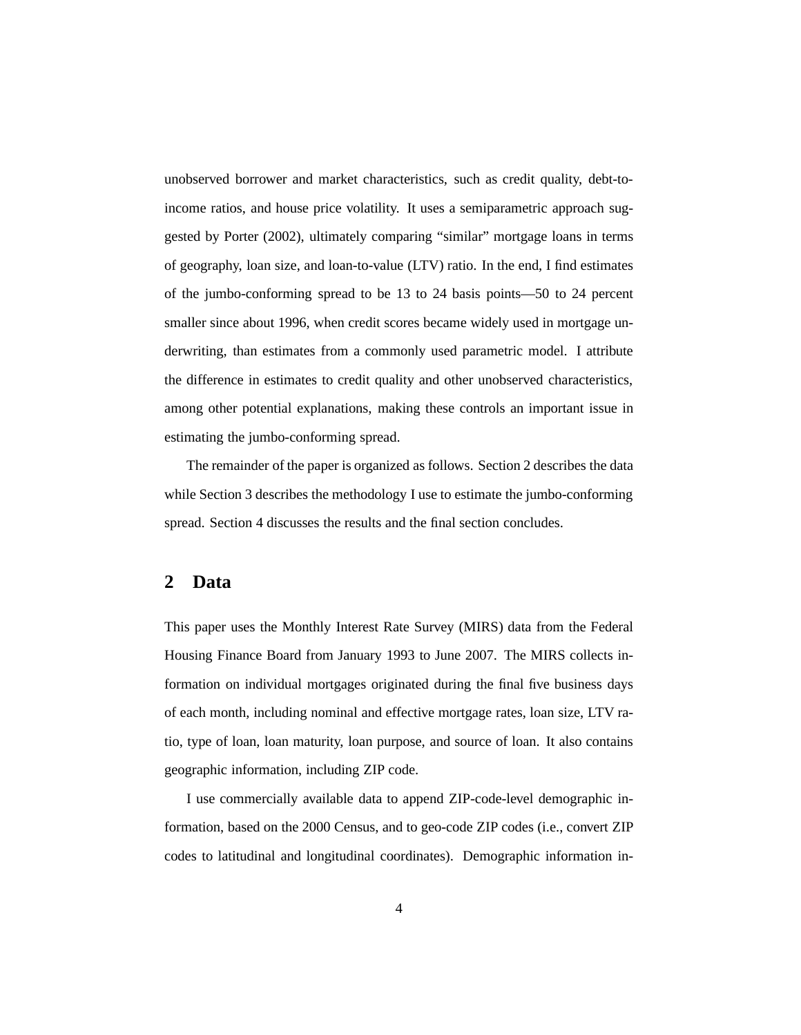unobserved borrower and market characteristics, such as credit quality, debt-to-income ratios, and house price volatility. It uses a semiparametric approach suggested by Porter (2002), ultimately comparing "similar" mortgage loans in terms of geography, loan size, and loan-to-value (LTV) ratio. In the end, I find estimates of the jumbo-conforming spread to be 13 to 24 basis points—50 to 24 percent smaller since about 1996, when credit scores became widely used in mortgage underwriting, than estimates from a commonly used parametric model. I attribute the difference in estimates to credit quality and other unobserved characteristics, among other potential explanations, making these controls an important issue in estimating the jumbo-conforming spread.

The remainder of the paper is organized as follows. Section 2 describes the data while Section 3 describes the methodology I use to estimate the jumbo-conforming spread. Section 4 discusses the results and the final section concludes.

## 2 Data

This paper uses the Monthly Interest Rate Survey (MIRS) data from the Federal Housing Finance Board from January 1993 to June 2007. The MIRS collects information on individual mortgages originated during the final five business days of each month, including nominal and effective mortgage rates, loan size, LTV ratio, type of loan, loan maturity, loan purpose, and source of loan. It also contains geographic information, including ZIP code.

I use commercially available data to append ZIP-code-level demographic information, based on the 2000 Census, and to geo-code ZIP codes (i.e., convert ZIP codes to latitudinal and longitudinal coordinates). Demographic information in-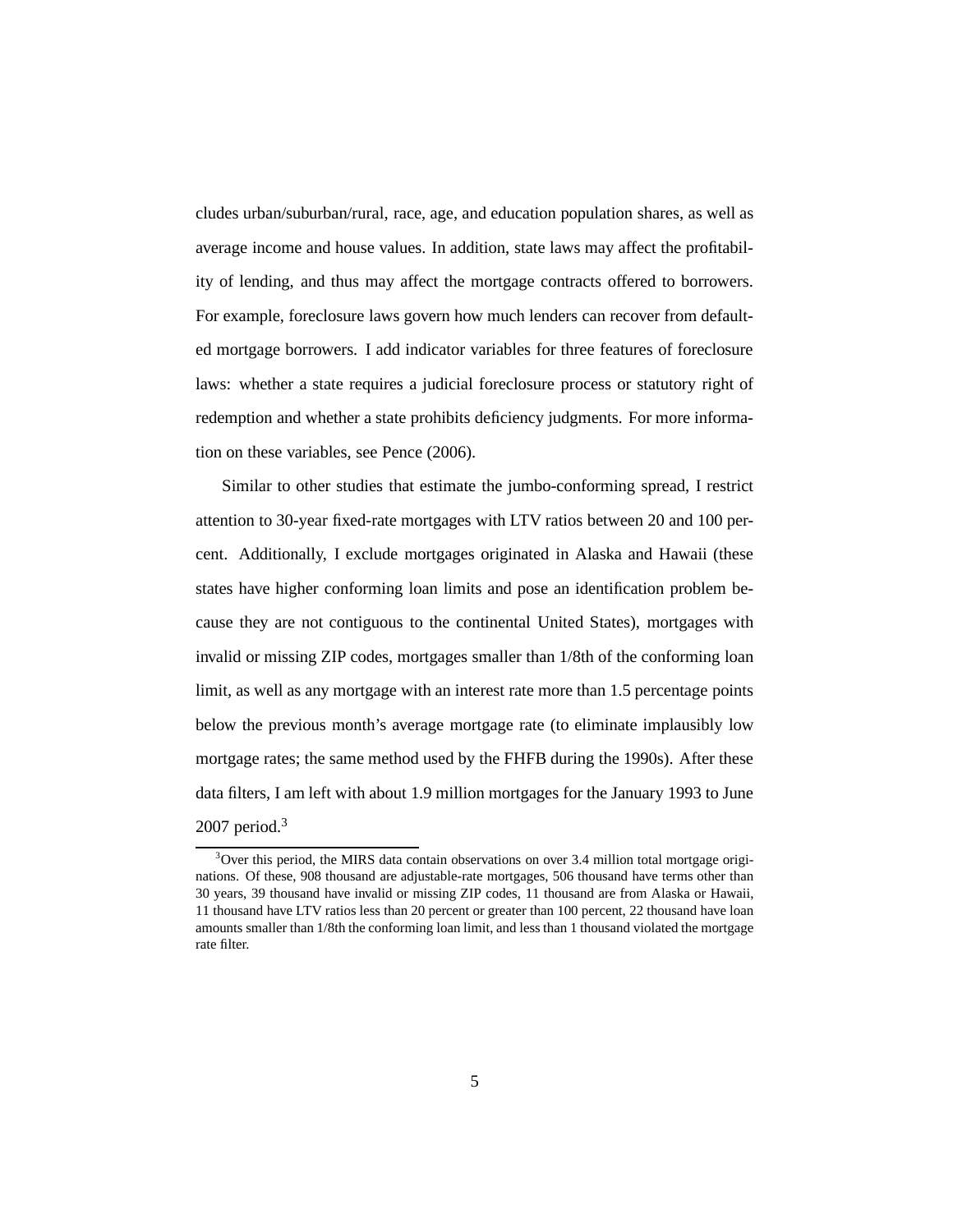cludes urban/suburban/rural, race, age, and education population shares, as well as average income and house values. In addition, state laws may affect the profitability of lending, and thus may affect the mortgage contracts offered to borrowers. For example, foreclosure laws govern how much lenders can recover from defaulted mortgage borrowers. I add indicator variables for three features of foreclosure laws: whether a state requires a judicial foreclosure process or statutory right of redemption and whether a state prohibits deficiency judgments. For more information on these variables, see Pence (2006).

Similar to other studies that estimate the jumbo-conforming spread, I restrict attention to 30-year fixed-rate mortgages with LTV ratios between 20 and 100 percent. Additionally, I exclude mortgages originated in Alaska and Hawaii (these states have higher conforming loan limits and pose an identification problem because they are not contiguous to the continental United States), mortgages with invalid or missing ZIP codes, mortgages smaller than 1/8th of the conforming loan limit, as well as any mortgage with an interest rate more than 1.5 percentage points below the previous month's average mortgage rate (to eliminate implausibly low mortgage rates; the same method used by the FHFB during the 1990s). After these data filters, I am left with about 1.9 million mortgages for the January 1993 to June 2007 period.[3]

[3] Over this period, the MIRS data contain observations on over 3.4 million total mortgage originations. Of these, 908 thousand are adjustable-rate mortgages, 506 thousand have terms other than 30 years, 39 thousand have invalid or missing ZIP codes, 11 thousand are from Alaska or Hawaii, 11 thousand have LTV ratios less than 20 percent or greater than 100 percent, 22 thousand have loan amounts smaller than 1/8th the conforming loan limit, and less than 1 thousand violated the mortgage rate filter.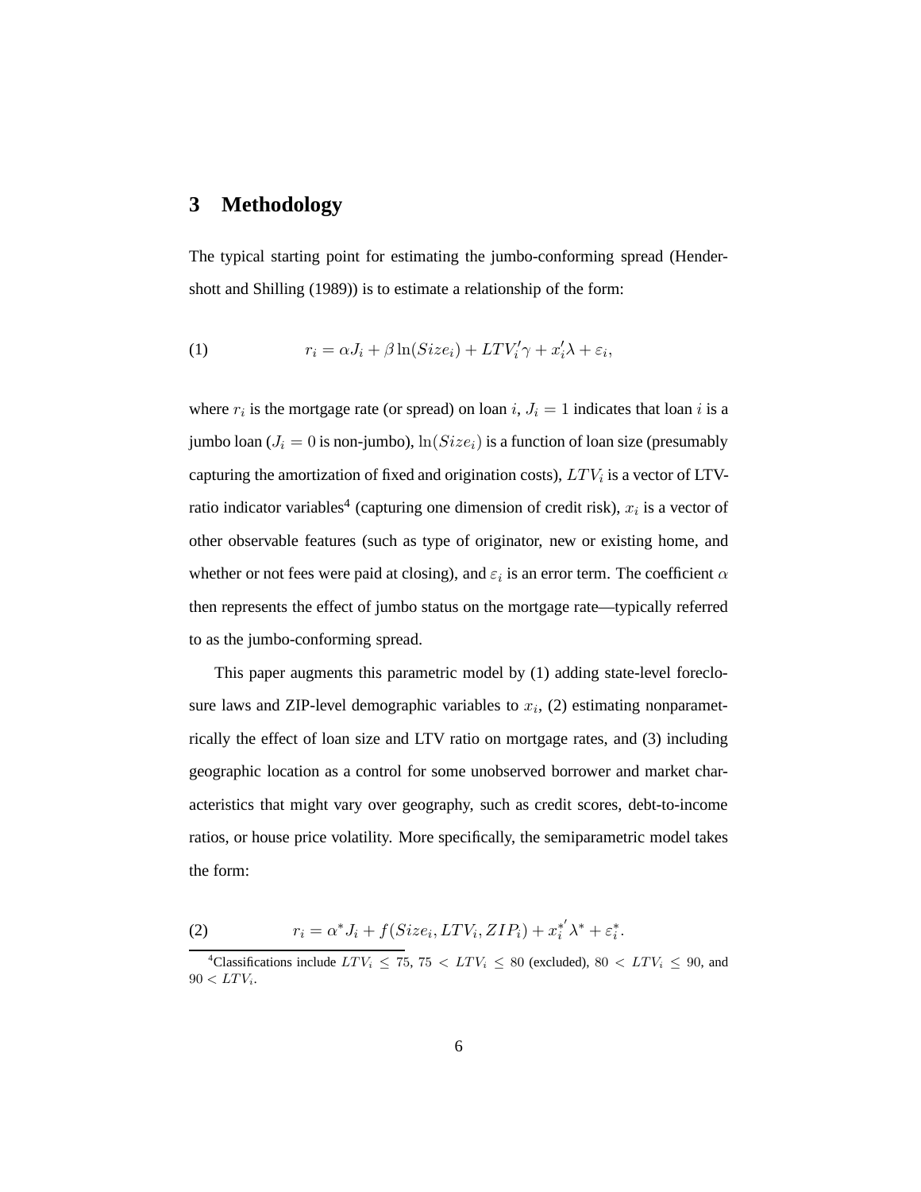## 3 Methodology

The typical starting point for estimating the jumbo-conforming spread (Hendershott and Shilling (1989)) is to estimate a relationship of the form:

$$r_i = \alpha J_i + \beta \ln(Size_i) + LTV_i'\gamma + x_i'\lambda + \varepsilon_i, \tag{1}$$

where $r_i$ is the mortgage rate (or spread) on loan $i$, $J_i = 1$ indicates that loan $i$ is a jumbo loan ($J_i = 0$ is non-jumbo), $\ln(Size_i)$ is a function of loan size (presumably capturing the amortization of fixed and origination costs), $LTV_i$ is a vector of LTV-ratio indicator variables[4] (capturing one dimension of credit risk), $x_i$ is a vector of other observable features (such as type of originator, new or existing home, and whether or not fees were paid at closing), and $\varepsilon_i$ is an error term. The coefficient $\alpha$ then represents the effect of jumbo status on the mortgage rate—typically referred to as the jumbo-conforming spread.

This paper augments this parametric model by (1) adding state-level foreclosure laws and ZIP-level demographic variables to $x_i$, (2) estimating nonparametrically the effect of loan size and LTV ratio on mortgage rates, and (3) including geographic location as a control for some unobserved borrower and market characteristics that might vary over geography, such as credit scores, debt-to-income ratios, or house price volatility. More specifically, the semiparametric model takes the form:

$$r_i = \alpha^* J_i + f(Size_i, LTV_i, ZIP_i) + x_i^{*'}\lambda^* + \varepsilon_i^*. \tag{2}$$

[4] Classifications include $LTV_i \leq 75$, $75 < LTV_i \leq 80$ (excluded), $80 < LTV_i \leq 90$, and $90 < LTV_i$.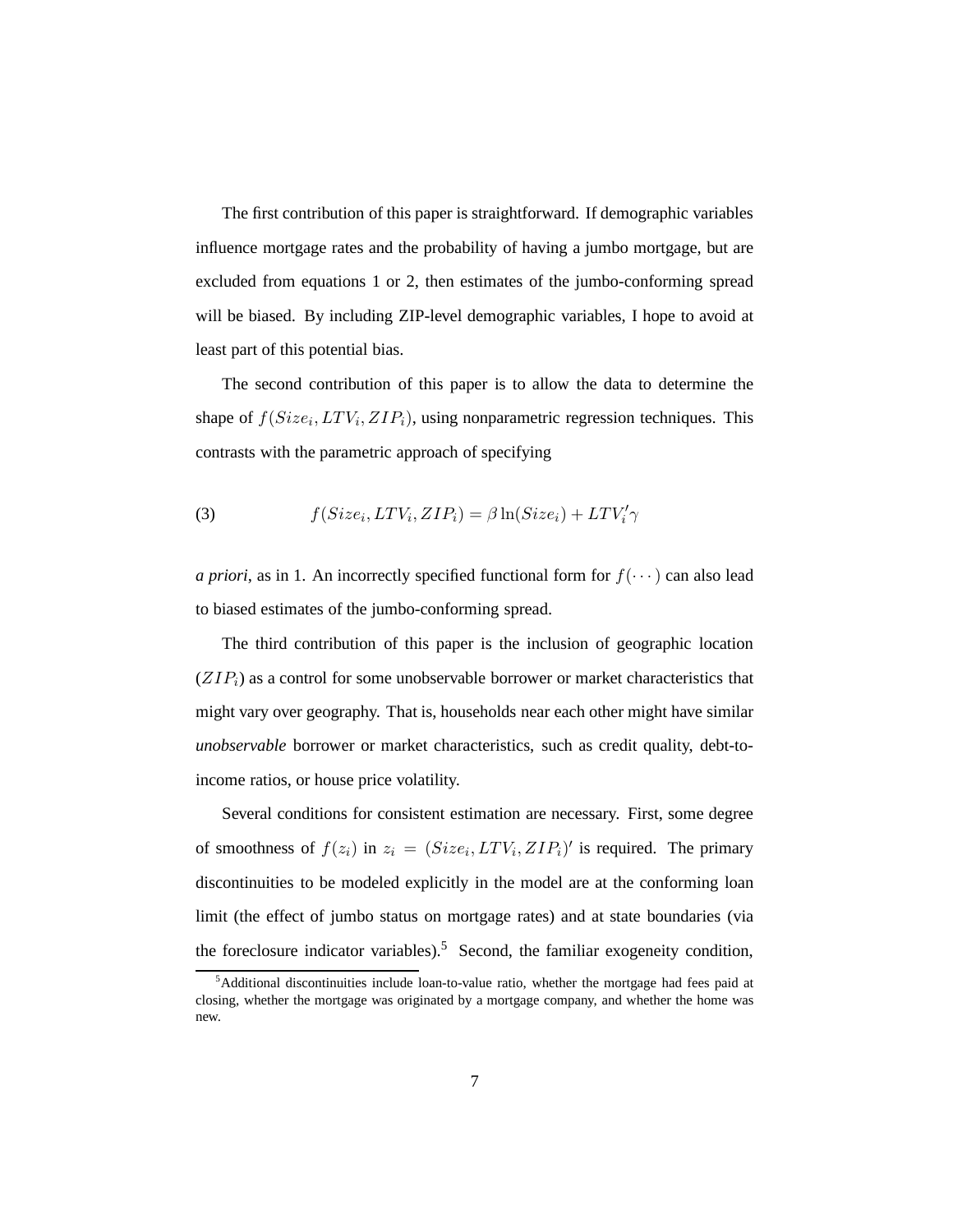The first contribution of this paper is straightforward. If demographic variables influence mortgage rates and the probability of having a jumbo mortgage, but are excluded from equations 1 or 2, then estimates of the jumbo-conforming spread will be biased. By including ZIP-level demographic variables, I hope to avoid at least part of this potential bias.

The second contribution of this paper is to allow the data to determine the shape of $f(Size_i, LTV_i, ZIP_i)$, using nonparametric regression techniques. This contrasts with the parametric approach of specifying

$$f(Size_i, LTV_i, ZIP_i) = \beta \ln(Size_i) + LTV_i' \gamma \tag{3}$$

*a priori*, as in 1. An incorrectly specified functional form for $f(\cdots)$ can also lead to biased estimates of the jumbo-conforming spread.

The third contribution of this paper is the inclusion of geographic location ($ZIP_i$) as a control for some unobservable borrower or market characteristics that might vary over geography. That is, households near each other might have similar *unobservable* borrower or market characteristics, such as credit quality, debt-to-income ratios, or house price volatility.

Several conditions for consistent estimation are necessary. First, some degree of smoothness of $f(z_i)$ in $z_i = (Size_i, LTV_i, ZIP_i)'$ is required. The primary discontinuities to be modeled explicitly in the model are at the conforming loan limit (the effect of jumbo status on mortgage rates) and at state boundaries (via the foreclosure indicator variables).[5] Second, the familiar exogeneity condition,

[5] Additional discontinuities include loan-to-value ratio, whether the mortgage had fees paid at closing, whether the mortgage was originated by a mortgage company, and whether the home was new.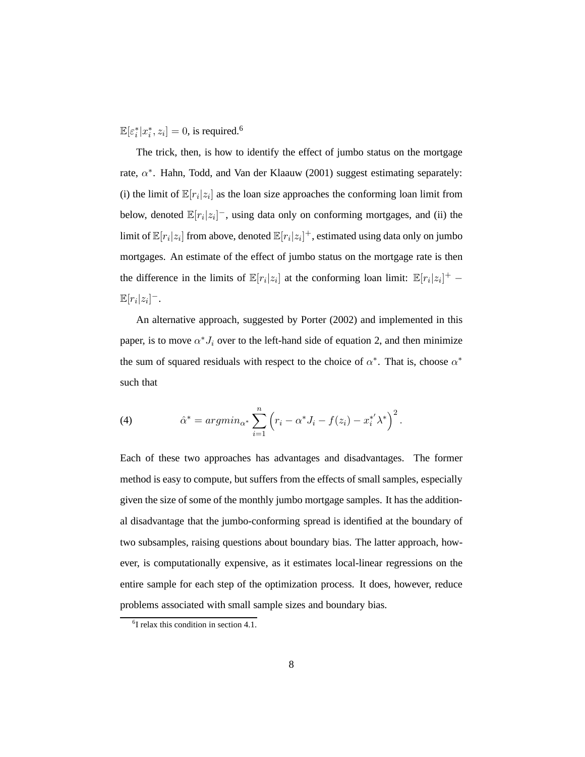$\mathbb{E}[\varepsilon_i^* | x_i^*, z_i] = 0$, is required.[6]

The trick, then, is how to identify the effect of jumbo status on the mortgage rate, $\alpha^*$. Hahn, Todd, and Van der Klaauw (2001) suggest estimating separately: (i) the limit of $\mathbb{E}[r_i|z_i]$ as the loan size approaches the conforming loan limit from below, denoted $\mathbb{E}[r_i|z_i]^-$, using data only on conforming mortgages, and (ii) the limit of $\mathbb{E}[r_i|z_i]$ from above, denoted $\mathbb{E}[r_i|z_i]^+$, estimated using data only on jumbo mortgages. An estimate of the effect of jumbo status on the mortgage rate is then the difference in the limits of $\mathbb{E}[r_i|z_i]$ at the conforming loan limit: $\mathbb{E}[r_i|z_i]^+ - \mathbb{E}[r_i|z_i]^-$.

An alternative approach, suggested by Porter (2002) and implemented in this paper, is to move $\alpha^* J_i$ over to the left-hand side of equation 2, and then minimize the sum of squared residuals with respect to the choice of $\alpha^*$. That is, choose $\alpha^*$ such that

$$\hat{\alpha}^* = argmin_{\alpha^*} \sum_{i=1}^{n} \left( r_i - \alpha^* J_i - f(z_i) - x_i^{*'} \lambda^* \right)^2 . \tag{4}$$

Each of these two approaches has advantages and disadvantages. The former method is easy to compute, but suffers from the effects of small samples, especially given the size of some of the monthly jumbo mortgage samples. It has the additional disadvantage that the jumbo-conforming spread is identified at the boundary of two subsamples, raising questions about boundary bias. The latter approach, however, is computationally expensive, as it estimates local-linear regressions on the entire sample for each step of the optimization process. It does, however, reduce problems associated with small sample sizes and boundary bias.

[6] I relax this condition in section 4.1.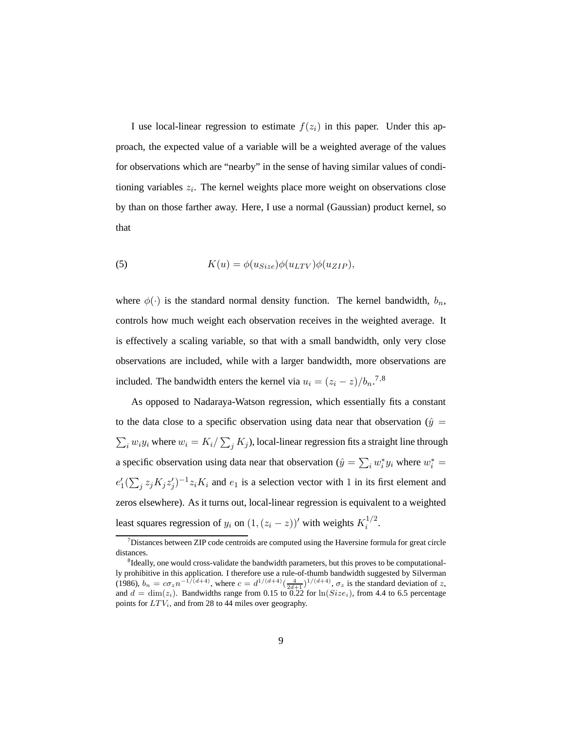I use local-linear regression to estimate $f(z_i)$ in this paper. Under this approach, the expected value of a variable will be a weighted average of the values for observations which are "nearby" in the sense of having similar values of conditioning variables $z_i$. The kernel weights place more weight on observations close by than on those farther away. Here, I use a normal (Gaussian) product kernel, so that

$$K(u) = \phi(u_{Size})\phi(u_{LTV})\phi(u_{ZIP}), \tag{5}$$

where $\phi(\cdot)$ is the standard normal density function. The kernel bandwidth, $b_n$, controls how much weight each observation receives in the weighted average. It is effectively a scaling variable, so that with a small bandwidth, only very close observations are included, while with a larger bandwidth, more observations are included. The bandwidth enters the kernel via $u_i = (z_i - z)/b_n$.[7,8]

As opposed to Nadaraya-Watson regression, which essentially fits a constant to the data close to a specific observation using data near that observation ($\hat{y} = \sum_i w_i y_i$ where $w_i = K_i / \sum_j K_j$), local-linear regression fits a straight line through a specific observation using data near that observation ($\hat{y} = \sum_i w_i^* y_i$ where $w_i^* = e_1'(\sum_j z_j K_j z_j')^{-1} z_i K_i$ and $e_1$ is a selection vector with 1 in its first element and zeros elsewhere). As it turns out, local-linear regression is equivalent to a weighted least squares regression of $y_i$ on $(1, (z_i - z))'$ with weights $K_i^{1/2}$.

[7] Distances between ZIP code centroids are computed using the Haversine formula for great circle distances.

[8] Ideally, one would cross-validate the bandwidth parameters, but this proves to be computationally prohibitive in this application. I therefore use a rule-of-thumb bandwidth suggested by Silverman (1986), $b_n = c\sigma_z n^{-1/(d+4)}$, where $c = d^{1/(d+4)}(\frac{4}{2d+1})^{1/(d+4)}$, $\sigma_z$ is the standard deviation of $z$, and $d = \dim(z_i)$. Bandwidths range from 0.15 to 0.22 for $\ln(Size_i)$, from 4.4 to 6.5 percentage points for $LTV_i$, and from 28 to 44 miles over geography.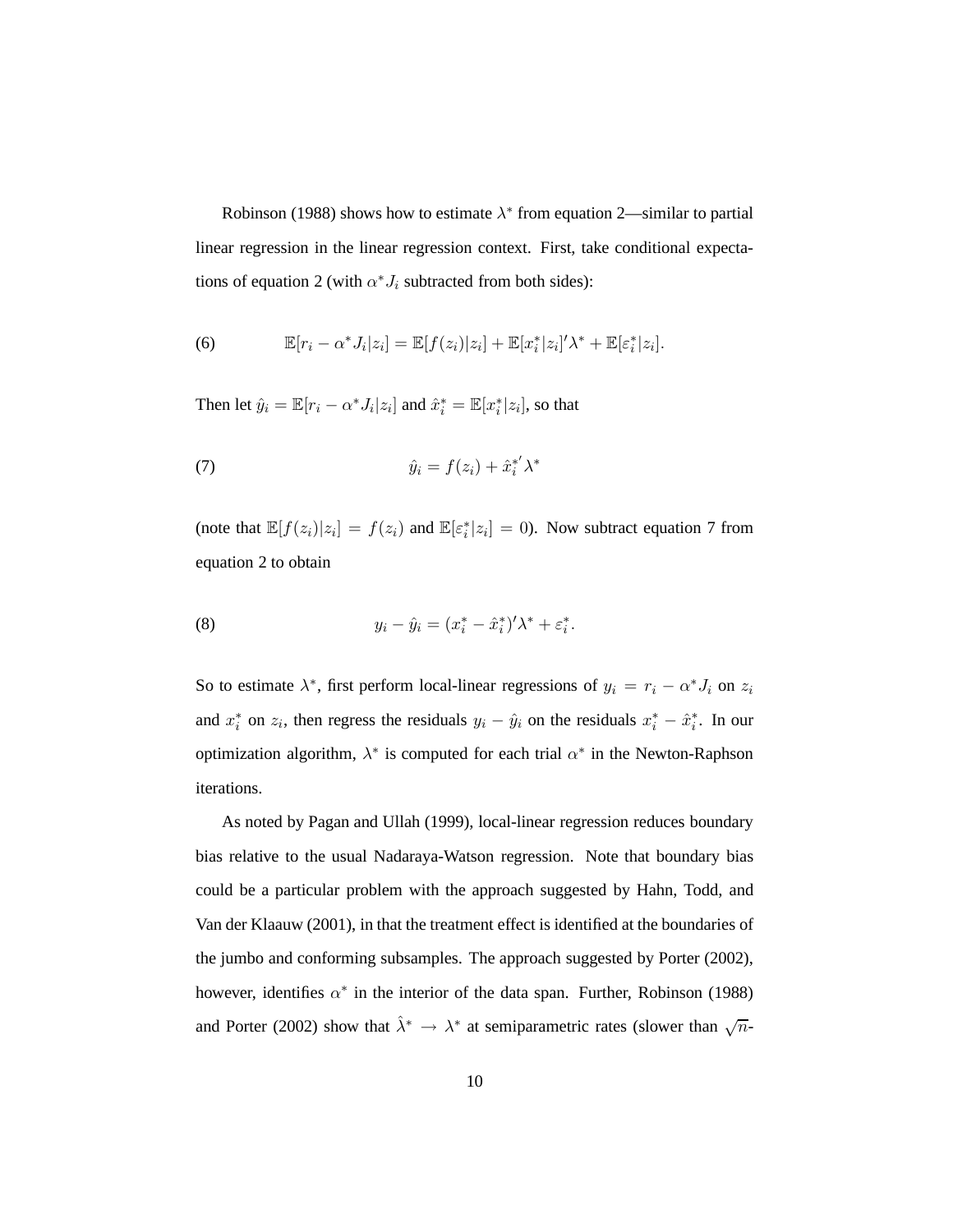Robinson (1988) shows how to estimate $\lambda^*$ from equation 2—similar to partial linear regression in the linear regression context. First, take conditional expectations of equation 2 (with $\alpha^* J_i$ subtracted from both sides):

$$\mathbb{E}[r_i - \alpha^* J_i | z_i] = \mathbb{E}[f(z_i)|z_i] + \mathbb{E}[x_i^*|z_i]'\lambda^* + \mathbb{E}[\varepsilon_i^*|z_i]. \tag{6}$$

Then let $\hat{y}_i = \mathbb{E}[r_i - \alpha^* J_i | z_i]$ and $\hat{x}_i^* = \mathbb{E}[x_i^*|z_i]$, so that

$$\hat{y}_i = f(z_i) + \hat{x}_i^{*'} \lambda^* \tag{7}$$

(note that $\mathbb{E}[f(z_i)|z_i] = f(z_i)$ and $\mathbb{E}[\varepsilon_i^*|z_i] = 0$). Now subtract equation 7 from equation 2 to obtain

$$y_i - \hat{y}_i = (x_i^* - \hat{x}_i^*)'\lambda^* + \varepsilon_i^*. \tag{8}$$

So to estimate $\lambda^*$, first perform local-linear regressions of $y_i = r_i - \alpha^* J_i$ on $z_i$ and $x_i^*$ on $z_i$, then regress the residuals $y_i - \hat{y}_i$ on the residuals $x_i^* - \hat{x}_i^*$. In our optimization algorithm, $\lambda^*$ is computed for each trial $\alpha^*$ in the Newton-Raphson iterations.

As noted by Pagan and Ullah (1999), local-linear regression reduces boundary bias relative to the usual Nadaraya-Watson regression. Note that boundary bias could be a particular problem with the approach suggested by Hahn, Todd, and Van der Klaauw (2001), in that the treatment effect is identified at the boundaries of the jumbo and conforming subsamples. The approach suggested by Porter (2002), however, identifies $\alpha^*$ in the interior of the data span. Further, Robinson (1988) and Porter (2002) show that $\hat{\lambda}^* \to \lambda^*$ at semiparametric rates (slower than $\sqrt{n}$-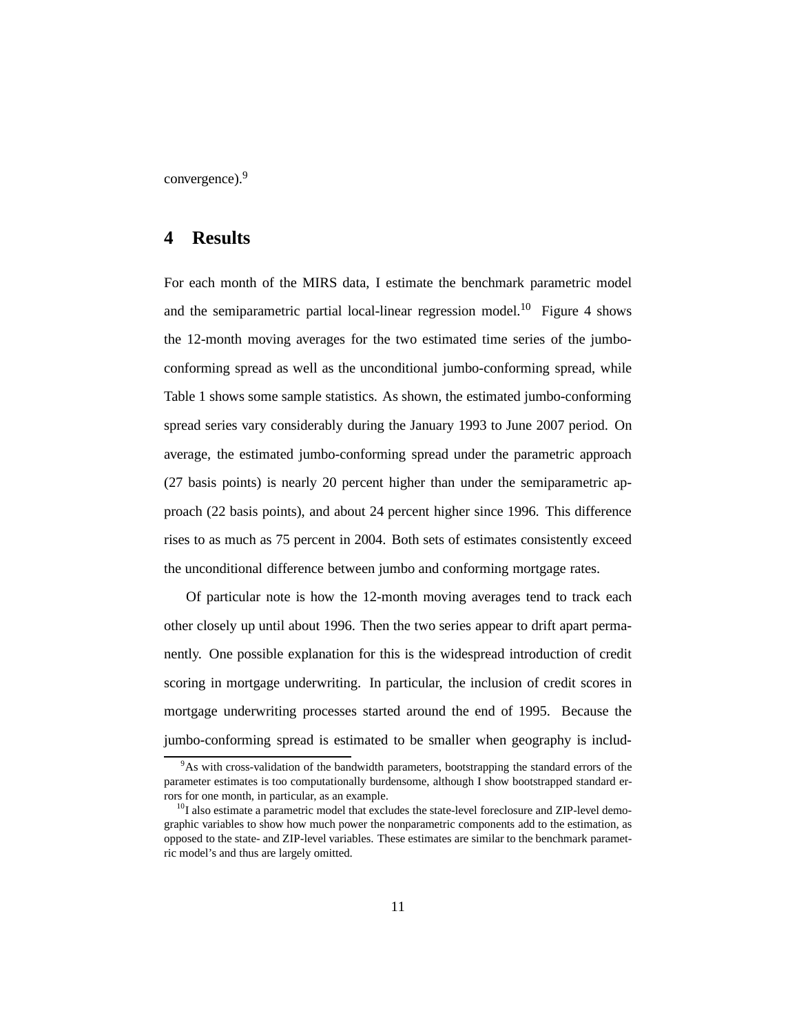convergence).[9]

## 4 Results

For each month of the MIRS data, I estimate the benchmark parametric model and the semiparametric partial local-linear regression model.[10] Figure 4 shows the 12-month moving averages for the two estimated time series of the jumbo-conforming spread as well as the unconditional jumbo-conforming spread, while Table 1 shows some sample statistics. As shown, the estimated jumbo-conforming spread series vary considerably during the January 1993 to June 2007 period. On average, the estimated jumbo-conforming spread under the parametric approach (27 basis points) is nearly 20 percent higher than under the semiparametric approach (22 basis points), and about 24 percent higher since 1996. This difference rises to as much as 75 percent in 2004. Both sets of estimates consistently exceed the unconditional difference between jumbo and conforming mortgage rates.

Of particular note is how the 12-month moving averages tend to track each other closely up until about 1996. Then the two series appear to drift apart permanently. One possible explanation for this is the widespread introduction of credit scoring in mortgage underwriting. In particular, the inclusion of credit scores in mortgage underwriting processes started around the end of 1995. Because the jumbo-conforming spread is estimated to be smaller when geography is includ-

[9] As with cross-validation of the bandwidth parameters, bootstrapping the standard errors of the parameter estimates is too computationally burdensome, although I show bootstrapped standard errors for one month, in particular, as an example.

[10] I also estimate a parametric model that excludes the state-level foreclosure and ZIP-level demographic variables to show how much power the nonparametric components add to the estimation, as opposed to the state- and ZIP-level variables. These estimates are similar to the benchmark parametric model's and thus are largely omitted.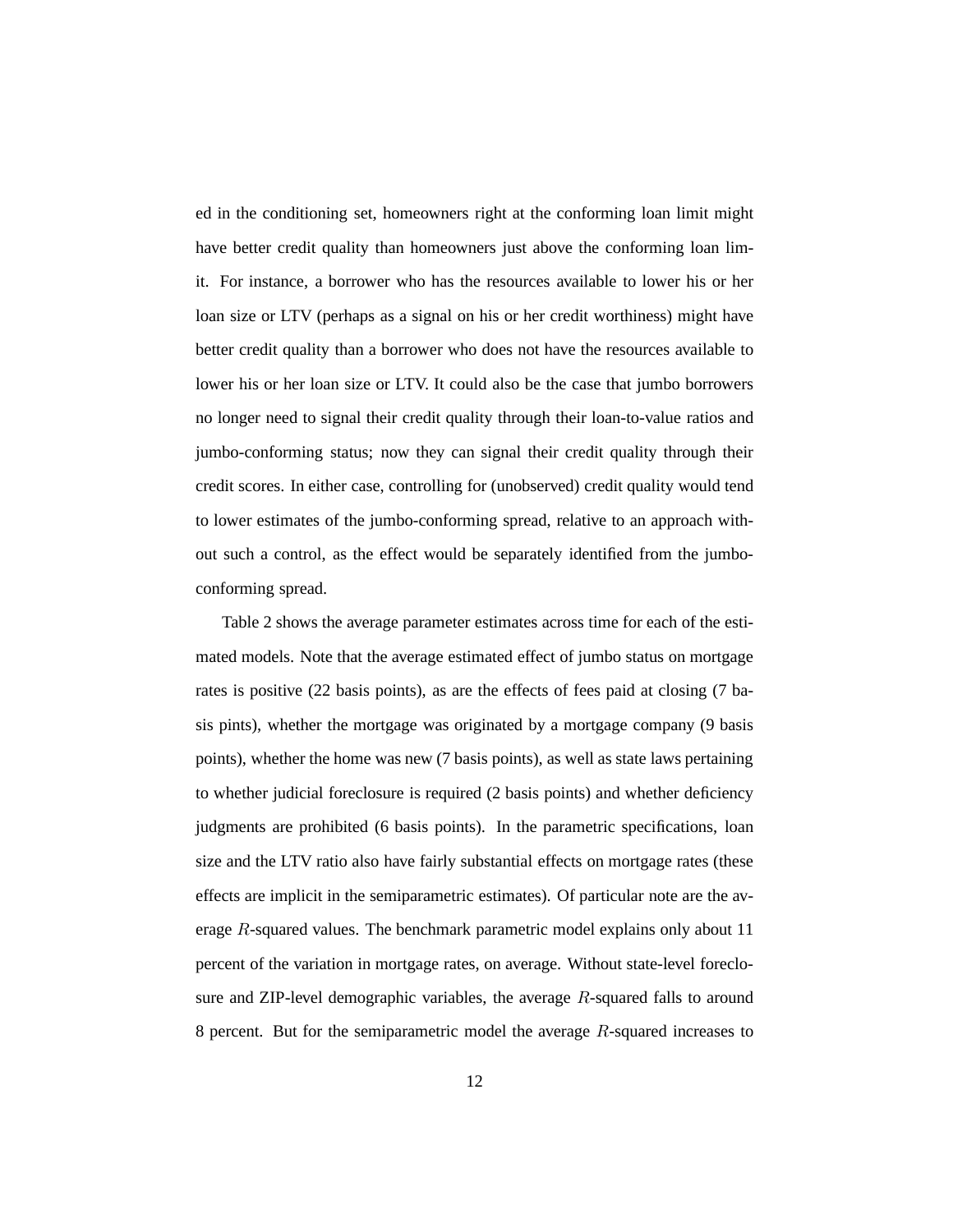ed in the conditioning set, homeowners right at the conforming loan limit might have better credit quality than homeowners just above the conforming loan limit. For instance, a borrower who has the resources available to lower his or her loan size or LTV (perhaps as a signal on his or her credit worthiness) might have better credit quality than a borrower who does not have the resources available to lower his or her loan size or LTV. It could also be the case that jumbo borrowers no longer need to signal their credit quality through their loan-to-value ratios and jumbo-conforming status; now they can signal their credit quality through their credit scores. In either case, controlling for (unobserved) credit quality would tend to lower estimates of the jumbo-conforming spread, relative to an approach without such a control, as the effect would be separately identified from the jumbo-conforming spread.

Table 2 shows the average parameter estimates across time for each of the estimated models. Note that the average estimated effect of jumbo status on mortgage rates is positive (22 basis points), as are the effects of fees paid at closing (7 basis pints), whether the mortgage was originated by a mortgage company (9 basis points), whether the home was new (7 basis points), as well as state laws pertaining to whether judicial foreclosure is required (2 basis points) and whether deficiency judgments are prohibited (6 basis points). In the parametric specifications, loan size and the LTV ratio also have fairly substantial effects on mortgage rates (these effects are implicit in the semiparametric estimates). Of particular note are the average $R$-squared values. The benchmark parametric model explains only about 11 percent of the variation in mortgage rates, on average. Without state-level foreclosure and ZIP-level demographic variables, the average $R$-squared falls to around 8 percent. But for the semiparametric model the average $R$-squared increases to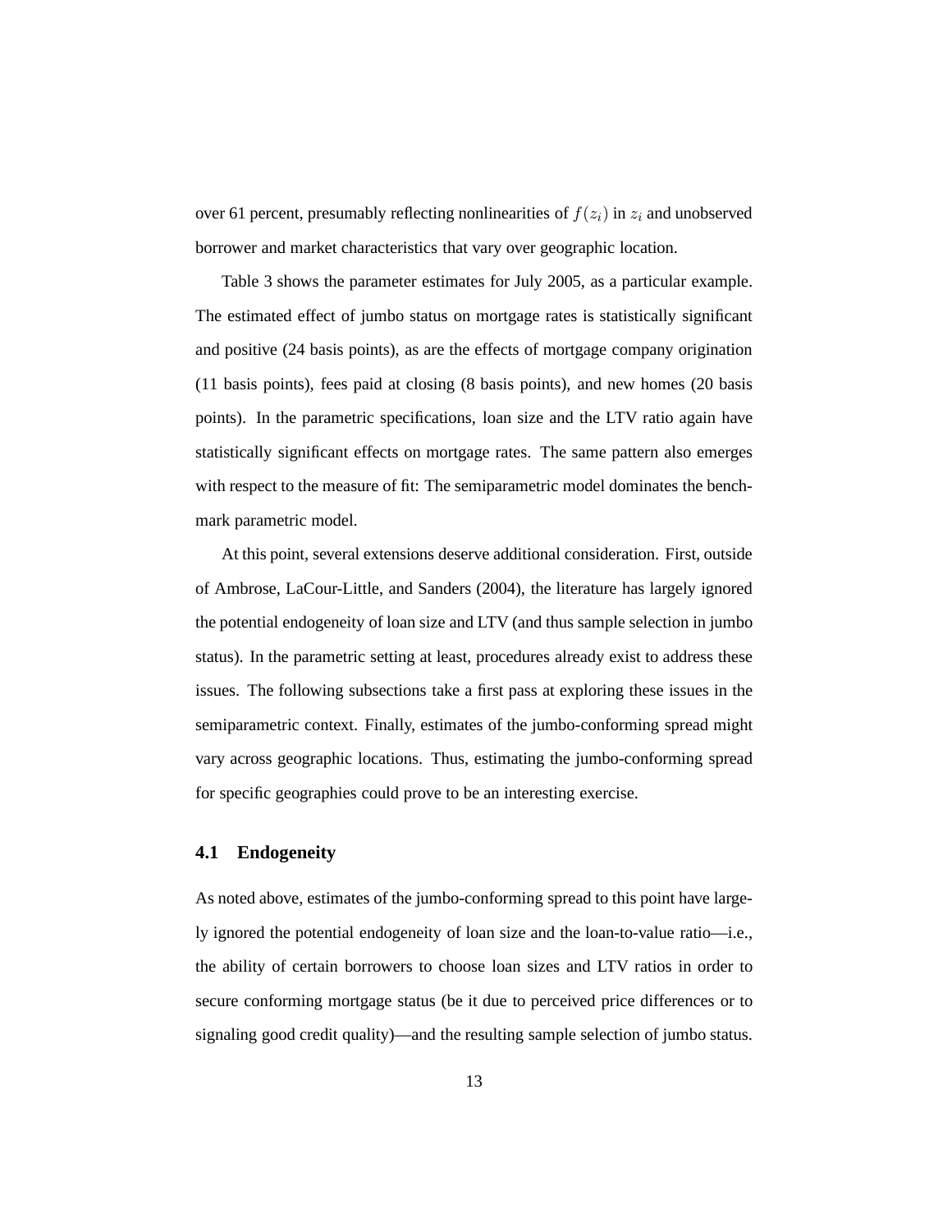over 61 percent, presumably reflecting nonlinearities of $f(z_i)$ in $z_i$ and unobserved borrower and market characteristics that vary over geographic location.

Table 3 shows the parameter estimates for July 2005, as a particular example. The estimated effect of jumbo status on mortgage rates is statistically significant and positive (24 basis points), as are the effects of mortgage company origination (11 basis points), fees paid at closing (8 basis points), and new homes (20 basis points). In the parametric specifications, loan size and the LTV ratio again have statistically significant effects on mortgage rates. The same pattern also emerges with respect to the measure of fit: The semiparametric model dominates the benchmark parametric model.

At this point, several extensions deserve additional consideration. First, outside of Ambrose, LaCour-Little, and Sanders (2004), the literature has largely ignored the potential endogeneity of loan size and LTV (and thus sample selection in jumbo status). In the parametric setting at least, procedures already exist to address these issues. The following subsections take a first pass at exploring these issues in the semiparametric context. Finally, estimates of the jumbo-conforming spread might vary across geographic locations. Thus, estimating the jumbo-conforming spread for specific geographies could prove to be an interesting exercise.

### 4.1 Endogeneity

As noted above, estimates of the jumbo-conforming spread to this point have largely ignored the potential endogeneity of loan size and the loan-to-value ratio—i.e., the ability of certain borrowers to choose loan sizes and LTV ratios in order to secure conforming mortgage status (be it due to perceived price differences or to signaling good credit quality)—and the resulting sample selection of jumbo status.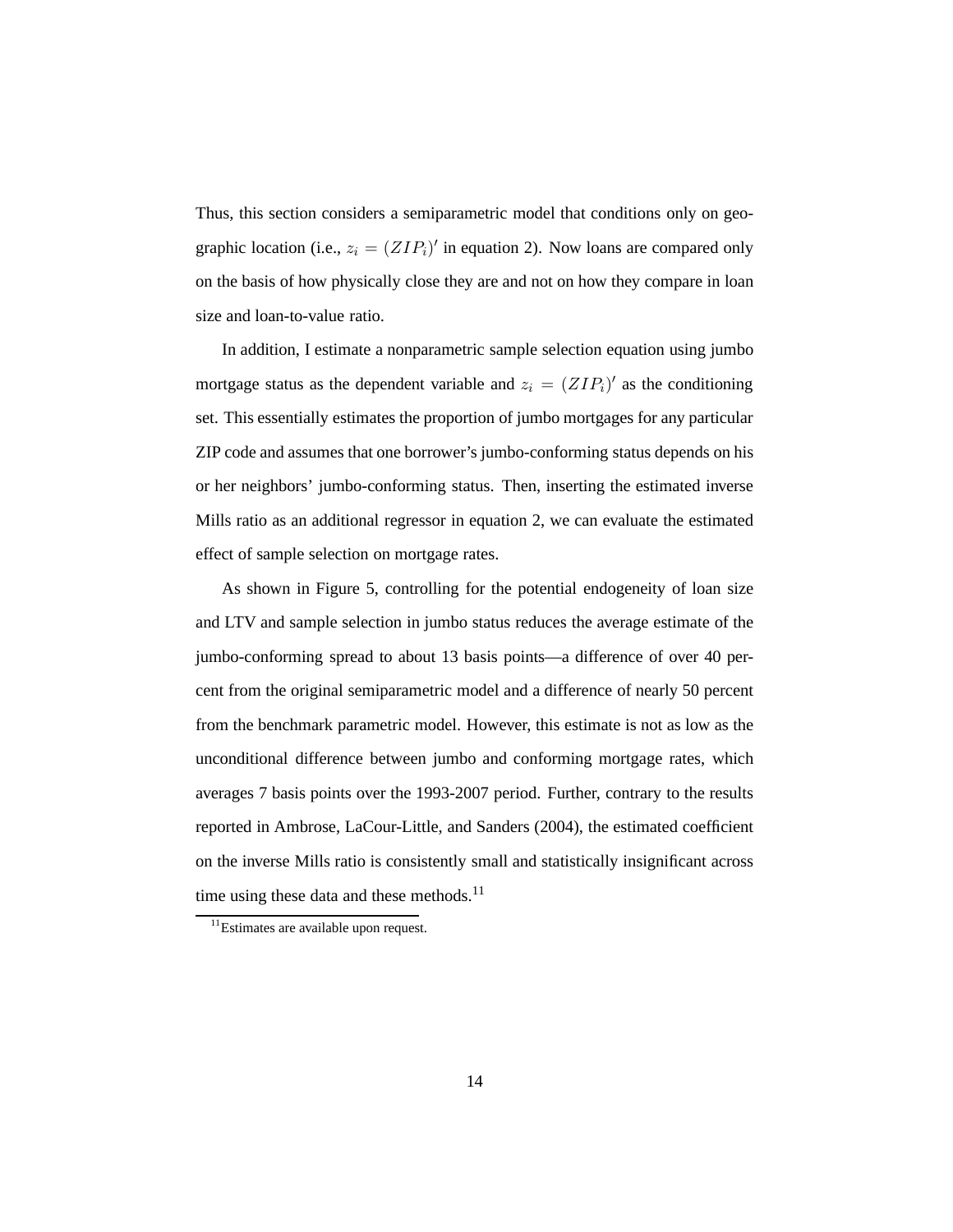Thus, this section considers a semiparametric model that conditions only on geographic location (i.e., $z_i = (ZIP_i)'$ in equation 2). Now loans are compared only on the basis of how physically close they are and not on how they compare in loan size and loan-to-value ratio.

In addition, I estimate a nonparametric sample selection equation using jumbo mortgage status as the dependent variable and $z_i = (ZIP_i)'$ as the conditioning set. This essentially estimates the proportion of jumbo mortgages for any particular ZIP code and assumes that one borrower's jumbo-conforming status depends on his or her neighbors' jumbo-conforming status. Then, inserting the estimated inverse Mills ratio as an additional regressor in equation 2, we can evaluate the estimated effect of sample selection on mortgage rates.

As shown in Figure 5, controlling for the potential endogeneity of loan size and LTV and sample selection in jumbo status reduces the average estimate of the jumbo-conforming spread to about 13 basis points—a difference of over 40 percent from the original semiparametric model and a difference of nearly 50 percent from the benchmark parametric model. However, this estimate is not as low as the unconditional difference between jumbo and conforming mortgage rates, which averages 7 basis points over the 1993-2007 period. Further, contrary to the results reported in Ambrose, LaCour-Little, and Sanders (2004), the estimated coefficient on the inverse Mills ratio is consistently small and statistically insignificant across time using these data and these methods.[11]

[11] Estimates are available upon request.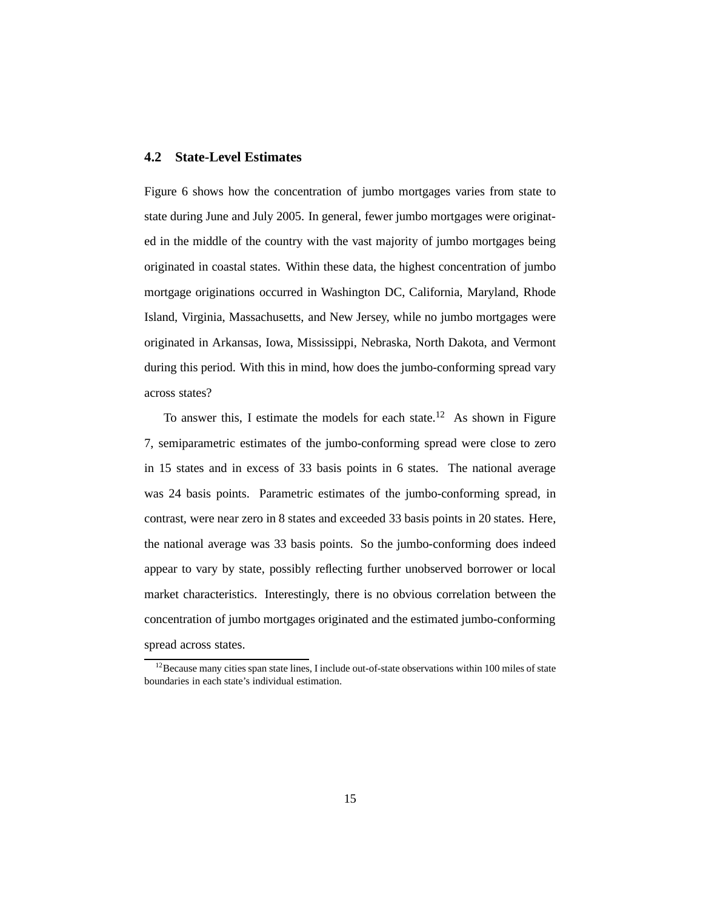## 4.2 State-Level Estimates

Figure 6 shows how the concentration of jumbo mortgages varies from state to state during June and July 2005. In general, fewer jumbo mortgages were originated in the middle of the country with the vast majority of jumbo mortgages being originated in coastal states. Within these data, the highest concentration of jumbo mortgage originations occurred in Washington DC, California, Maryland, Rhode Island, Virginia, Massachusetts, and New Jersey, while no jumbo mortgages were originated in Arkansas, Iowa, Mississippi, Nebraska, North Dakota, and Vermont during this period. With this in mind, how does the jumbo-conforming spread vary across states?

To answer this, I estimate the models for each state.[12] As shown in Figure 7, semiparametric estimates of the jumbo-conforming spread were close to zero in 15 states and in excess of 33 basis points in 6 states. The national average was 24 basis points. Parametric estimates of the jumbo-conforming spread, in contrast, were near zero in 8 states and exceeded 33 basis points in 20 states. Here, the national average was 33 basis points. So the jumbo-conforming does indeed appear to vary by state, possibly reflecting further unobserved borrower or local market characteristics. Interestingly, there is no obvious correlation between the concentration of jumbo mortgages originated and the estimated jumbo-conforming spread across states.

[12] Because many cities span state lines, I include out-of-state observations within 100 miles of state boundaries in each state's individual estimation.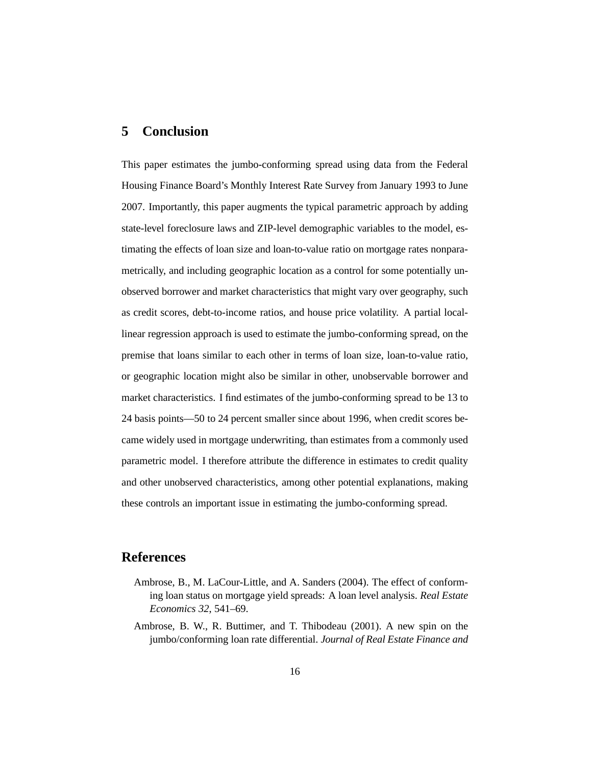## 5 Conclusion

This paper estimates the jumbo-conforming spread using data from the Federal Housing Finance Board's Monthly Interest Rate Survey from January 1993 to June 2007. Importantly, this paper augments the typical parametric approach by adding state-level foreclosure laws and ZIP-level demographic variables to the model, estimating the effects of loan size and loan-to-value ratio on mortgage rates nonparametrically, and including geographic location as a control for some potentially unobserved borrower and market characteristics that might vary over geography, such as credit scores, debt-to-income ratios, and house price volatility. A partial local-linear regression approach is used to estimate the jumbo-conforming spread, on the premise that loans similar to each other in terms of loan size, loan-to-value ratio, or geographic location might also be similar in other, unobservable borrower and market characteristics. I find estimates of the jumbo-conforming spread to be 13 to 24 basis points—50 to 24 percent smaller since about 1996, when credit scores became widely used in mortgage underwriting, than estimates from a commonly used parametric model. I therefore attribute the difference in estimates to credit quality and other unobserved characteristics, among other potential explanations, making these controls an important issue in estimating the jumbo-conforming spread.

## References

Ambrose, B., M. LaCour-Little, and A. Sanders (2004). The effect of conforming loan status on mortgage yield spreads: A loan level analysis. *Real Estate Economics 32*, 541–69.

Ambrose, B. W., R. Buttimer, and T. Thibodeau (2001). A new spin on the jumbo/conforming loan rate differential. *Journal of Real Estate Finance and*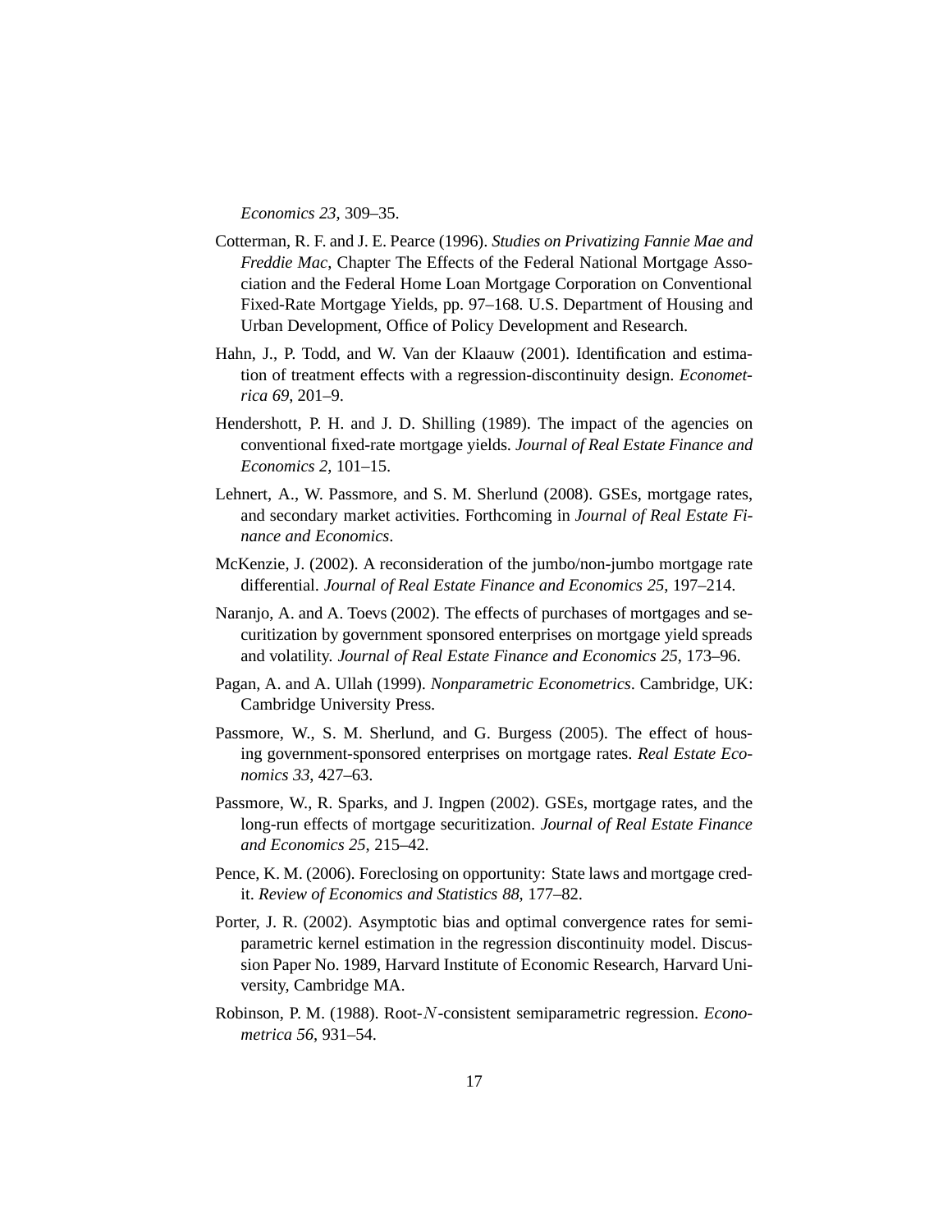*Economics 23*, 309–35.

Cotterman, R. F. and J. E. Pearce (1996). *Studies on Privatizing Fannie Mae and Freddie Mac*, Chapter The Effects of the Federal National Mortgage Association and the Federal Home Loan Mortgage Corporation on Conventional Fixed-Rate Mortgage Yields, pp. 97–168. U.S. Department of Housing and Urban Development, Office of Policy Development and Research.

Hahn, J., P. Todd, and W. Van der Klaauw (2001). Identification and estimation of treatment effects with a regression-discontinuity design. *Econometrica 69*, 201–9.

Hendershott, P. H. and J. D. Shilling (1989). The impact of the agencies on conventional fixed-rate mortgage yields. *Journal of Real Estate Finance and Economics 2*, 101–15.

Lehnert, A., W. Passmore, and S. M. Sherlund (2008). GSEs, mortgage rates, and secondary market activities. Forthcoming in *Journal of Real Estate Finance and Economics*.

McKenzie, J. (2002). A reconsideration of the jumbo/non-jumbo mortgage rate differential. *Journal of Real Estate Finance and Economics 25*, 197–214.

Naranjo, A. and A. Toevs (2002). The effects of purchases of mortgages and securitization by government sponsored enterprises on mortgage yield spreads and volatility. *Journal of Real Estate Finance and Economics 25*, 173–96.

Pagan, A. and A. Ullah (1999). *Nonparametric Econometrics*. Cambridge, UK: Cambridge University Press.

Passmore, W., S. M. Sherlund, and G. Burgess (2005). The effect of housing government-sponsored enterprises on mortgage rates. *Real Estate Economics 33*, 427–63.

Passmore, W., R. Sparks, and J. Ingpen (2002). GSEs, mortgage rates, and the long-run effects of mortgage securitization. *Journal of Real Estate Finance and Economics 25*, 215–42.

Pence, K. M. (2006). Foreclosing on opportunity: State laws and mortgage credit. *Review of Economics and Statistics 88*, 177–82.

Porter, J. R. (2002). Asymptotic bias and optimal convergence rates for semiparametric kernel estimation in the regression discontinuity model. Discussion Paper No. 1989, Harvard Institute of Economic Research, Harvard University, Cambridge MA.

Robinson, P. M. (1988). Root-$N$-consistent semiparametric regression. *Econometrica 56*, 931–54.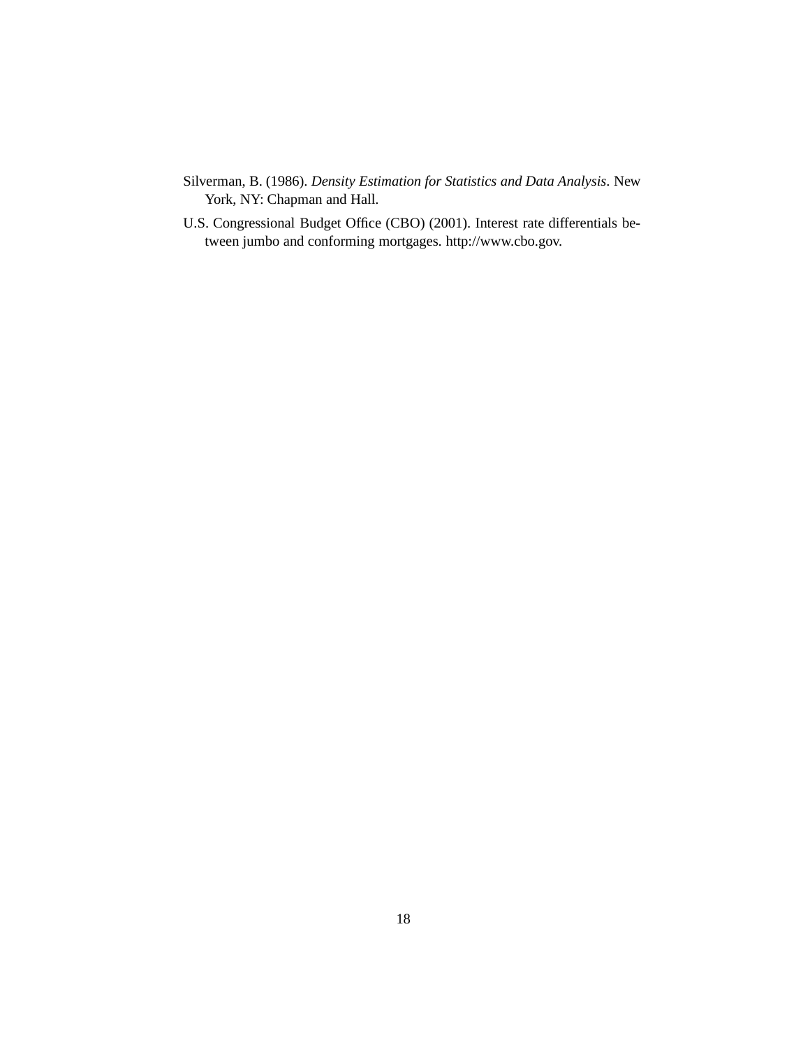Silverman, B. (1986). *Density Estimation for Statistics and Data Analysis*. New York, NY: Chapman and Hall.

U.S. Congressional Budget Office (CBO) (2001). Interest rate differentials between jumbo and conforming mortgages. http://www.cbo.gov.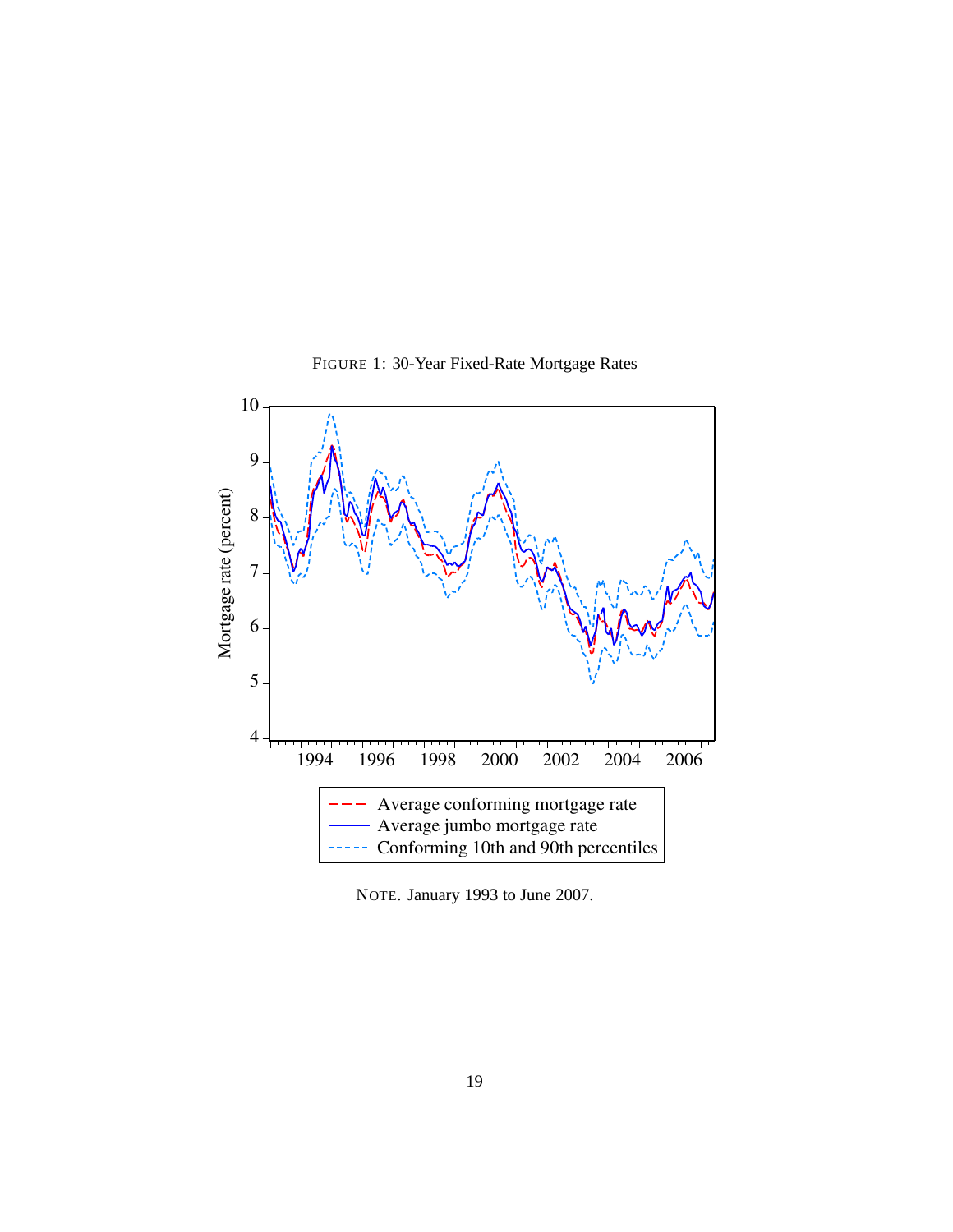FIGURE 1: 30-Year Fixed-Rate Mortgage Rates

NOTE. January 1993 to June 2007.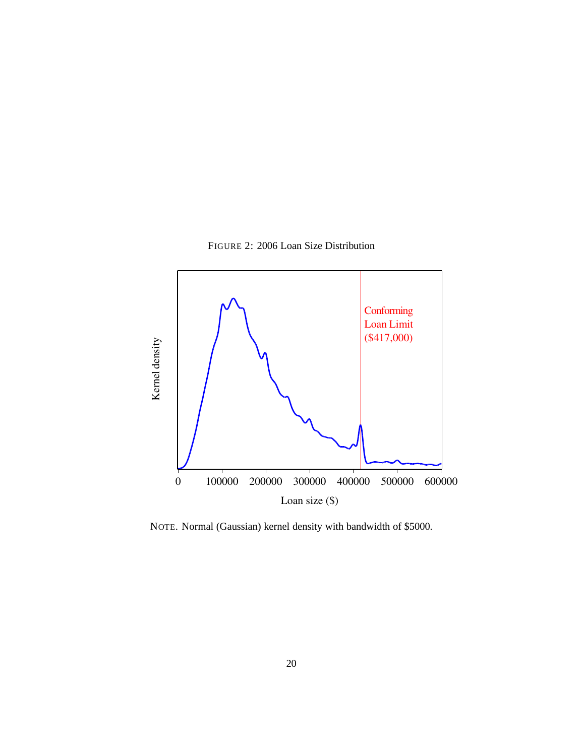FIGURE 2: 2006 Loan Size Distribution

NOTE. Normal (Gaussian) kernel density with bandwidth of $5000.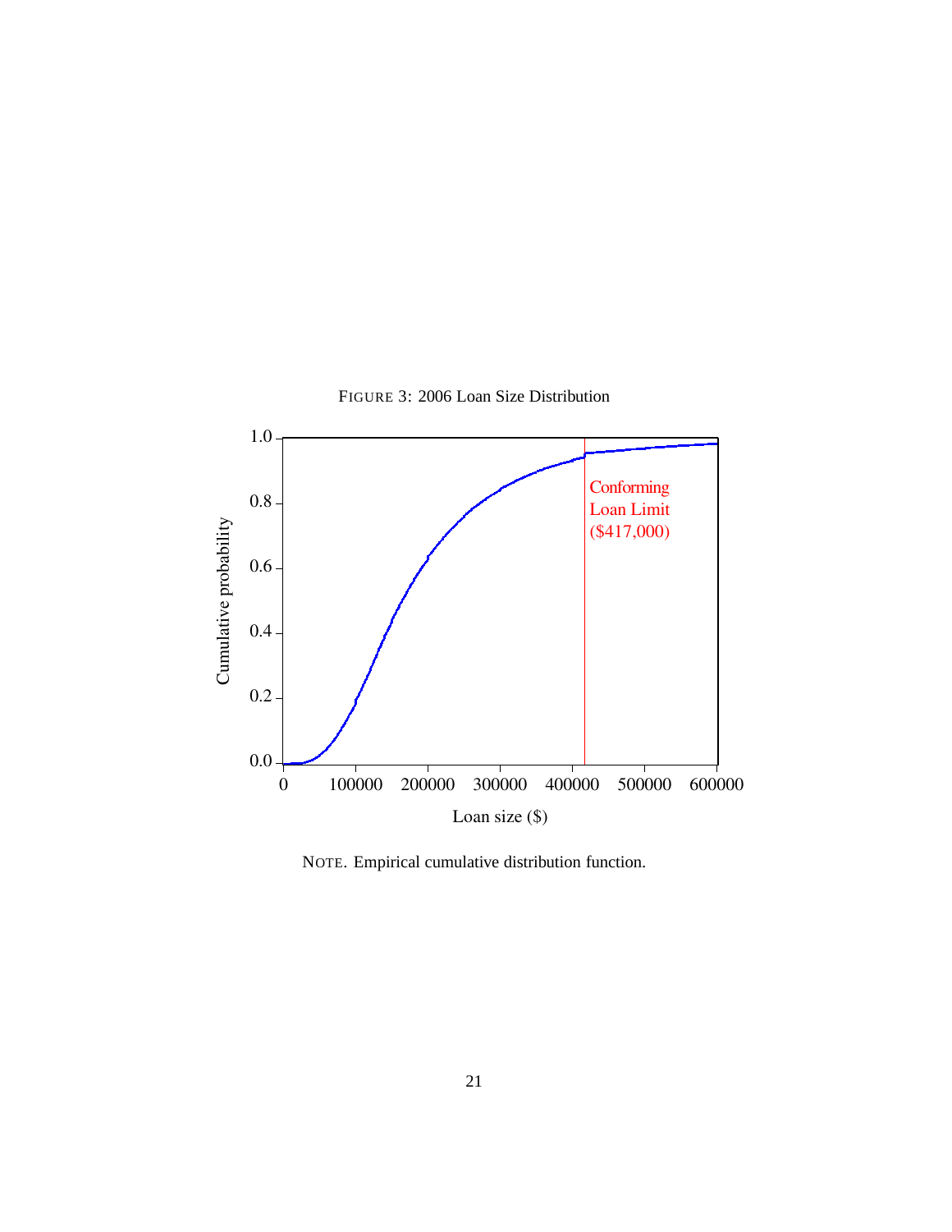FIGURE 3: 2006 Loan Size Distribution

NOTE. Empirical cumulative distribution function.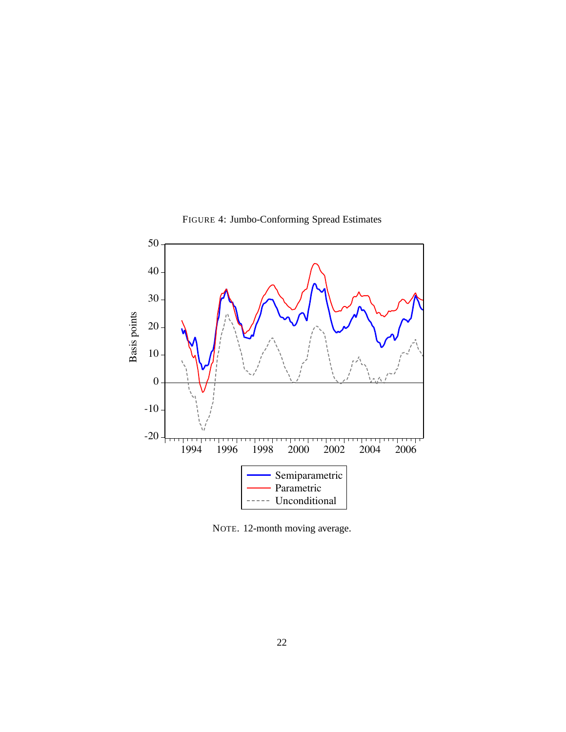FIGURE 4: Jumbo-Conforming Spread Estimates

NOTE. 12-month moving average.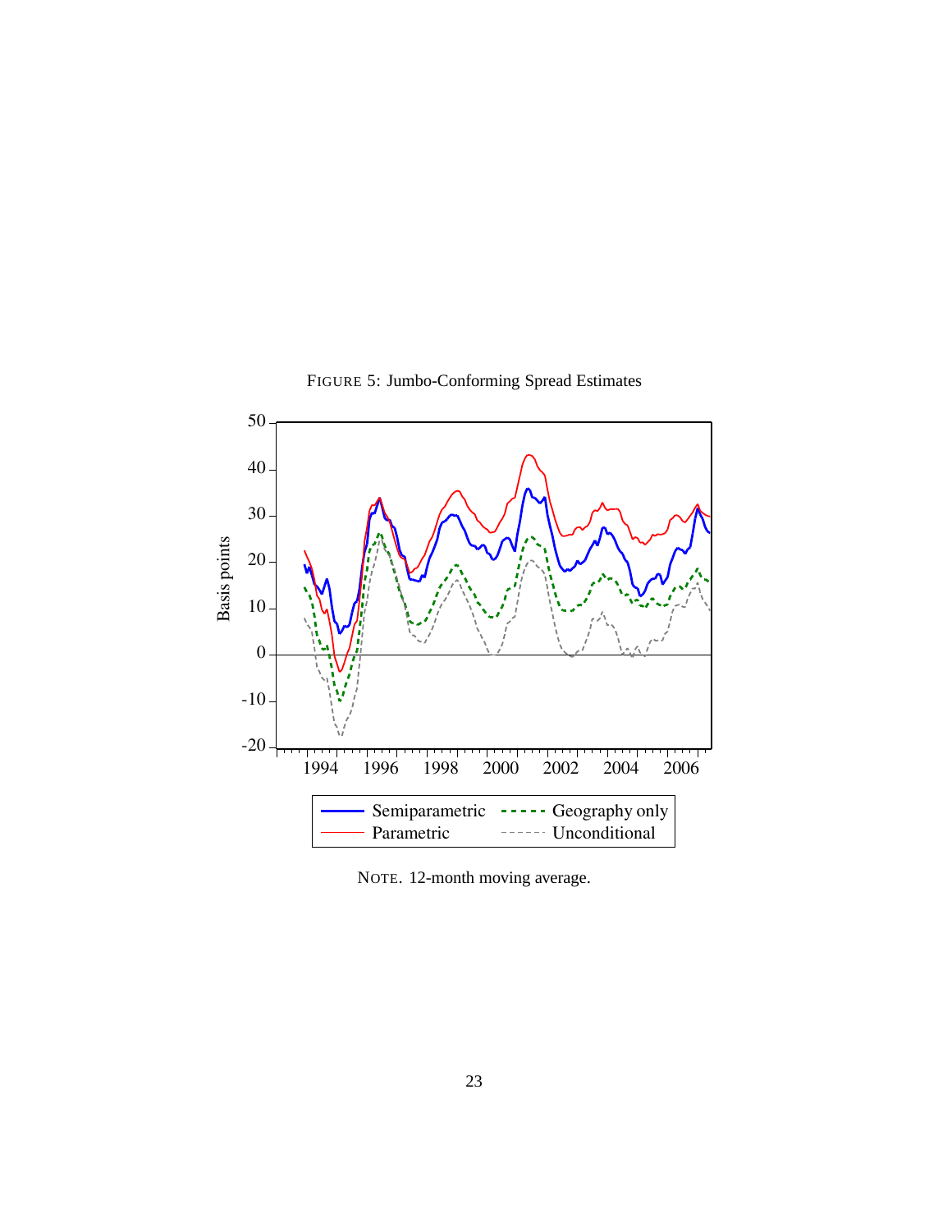FIGURE 5: Jumbo-Conforming Spread Estimates

NOTE. 12-month moving average.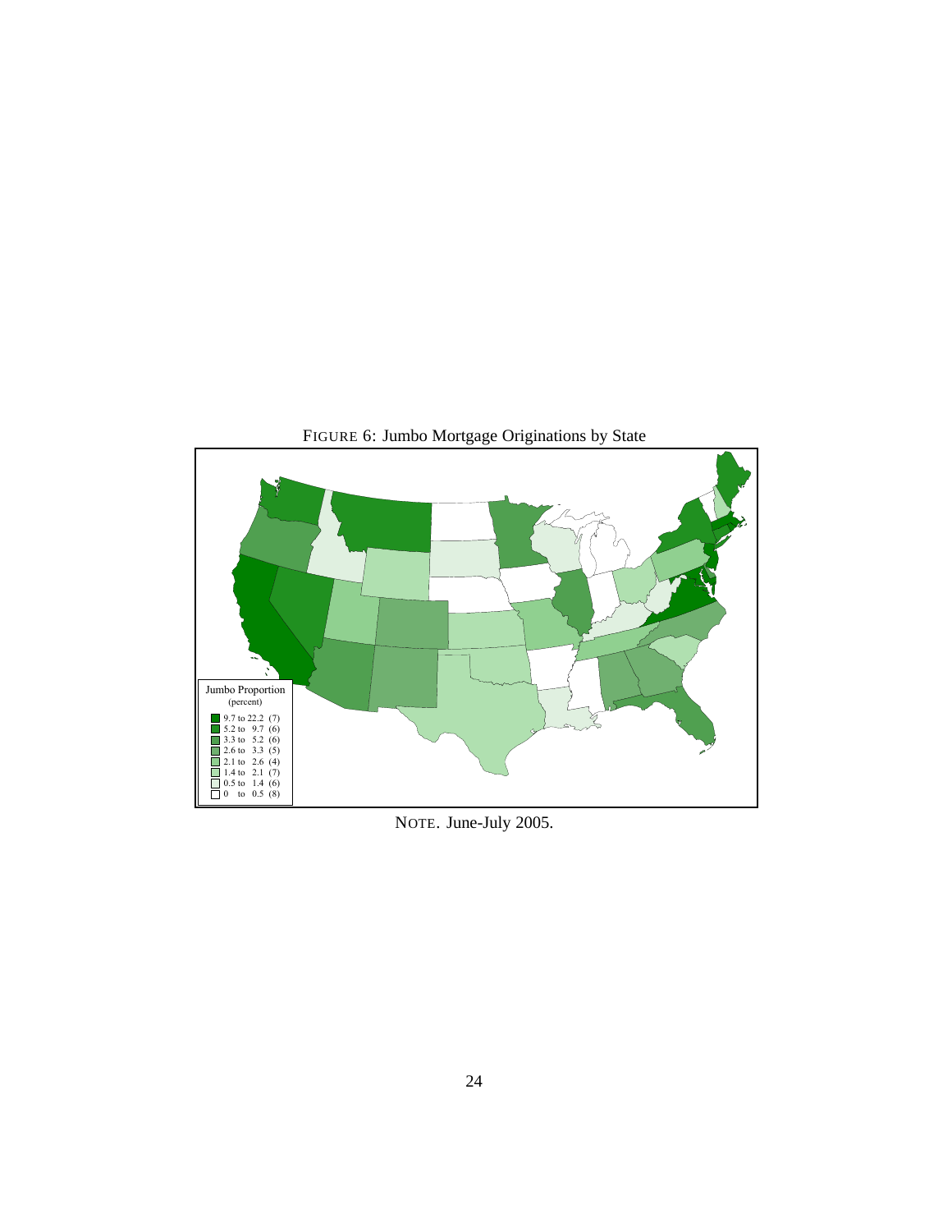FIGURE 6: Jumbo Mortgage Originations by State

Jumbo Proportion (percent)

- 9.7 to 22.2 (7)
- 5.2 to 9.7 (6)
- 3.3 to 5.2 (6)
- 2.6 to 3.3 (5)
- 2.1 to 2.6 (4)
- 1.4 to 2.1 (7)
- 0.5 to 1.4 (6)
- 0 to 0.5 (8)

NOTE. June-July 2005.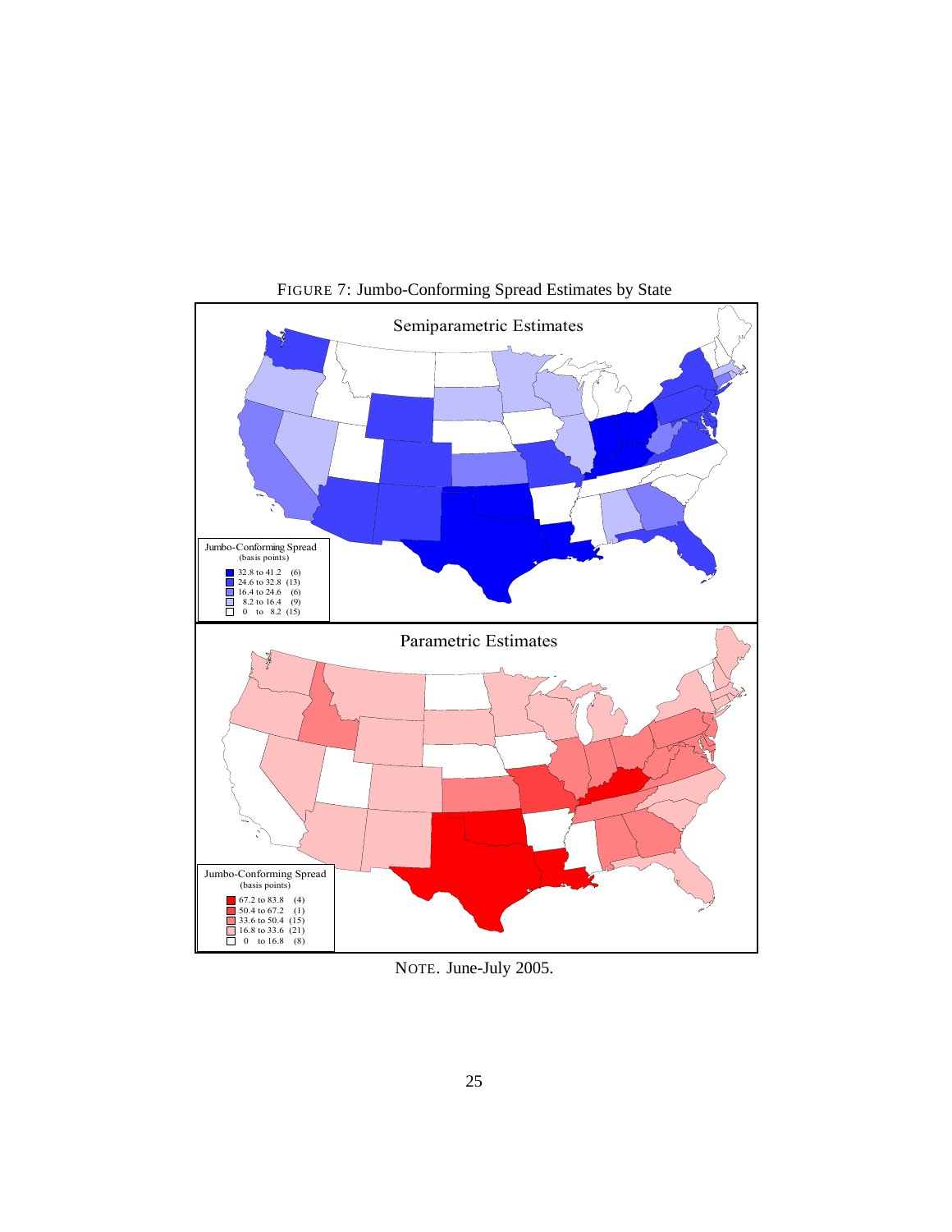FIGURE 7: Jumbo-Conforming Spread Estimates by State

Semiparametric Estimates

Jumbo-Conforming Spread (basis points)

| Range | Count |
|---|---|
| 32.8 to 41.2 | (6) |
| 24.6 to 32.8 | (13) |
| 16.4 to 24.6 | (6) |
| 8.2 to 16.4 | (9) |
| 0 to 8.2 | (15) |

Parametric Estimates

Jumbo-Conforming Spread (basis points)

| Range | Count |
|---|---|
| 67.2 to 83.8 | (4) |
| 50.4 to 67.2 | (1) |
| 33.6 to 50.4 | (15) |
| 16.8 to 33.6 | (21) |
| 0 to 16.8 | (8) |

NOTE. June-July 2005.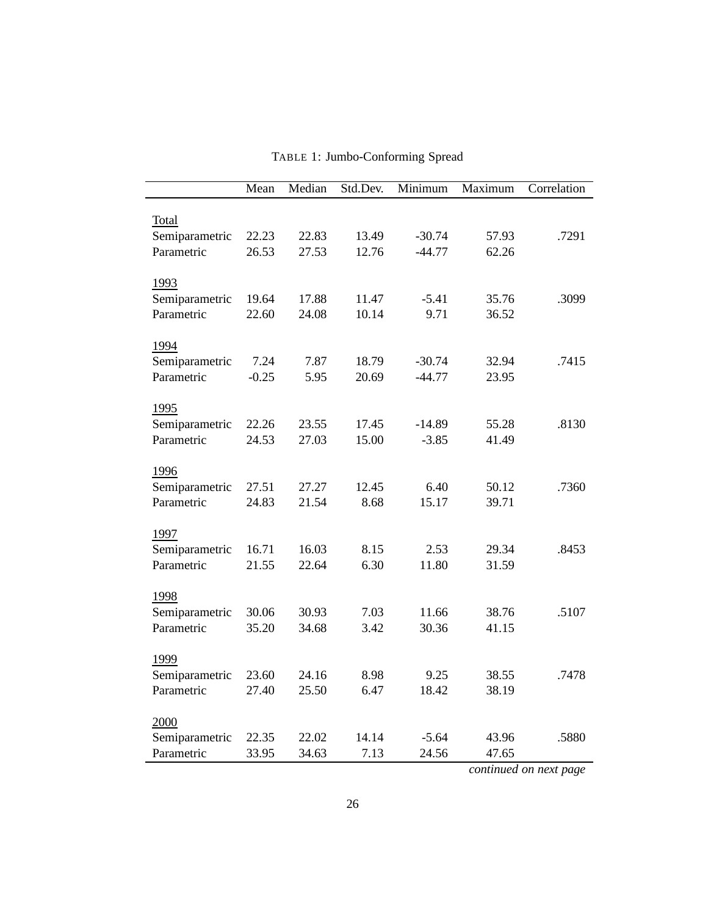TABLE 1: Jumbo-Conforming Spread

| | Mean | Median | Std.Dev. | Minimum | Maximum | Correlation |
|---|---|---|---|---|---|---|
| Total | | | | | | |
| Semiparametric | 22.23 | 22.83 | 13.49 | -30.74 | 57.93 | .7291 |
| Parametric | 26.53 | 27.53 | 12.76 | -44.77 | 62.26 | |
| 1993 | | | | | | |
| Semiparametric | 19.64 | 17.88 | 11.47 | -5.41 | 35.76 | .3099 |
| Parametric | 22.60 | 24.08 | 10.14 | 9.71 | 36.52 | |
| 1994 | | | | | | |
| Semiparametric | 7.24 | 7.87 | 18.79 | -30.74 | 32.94 | .7415 |
| Parametric | -0.25 | 5.95 | 20.69 | -44.77 | 23.95 | |
| 1995 | | | | | | |
| Semiparametric | 22.26 | 23.55 | 17.45 | -14.89 | 55.28 | .8130 |
| Parametric | 24.53 | 27.03 | 15.00 | -3.85 | 41.49 | |
| 1996 | | | | | | |
| Semiparametric | 27.51 | 27.27 | 12.45 | 6.40 | 50.12 | .7360 |
| Parametric | 24.83 | 21.54 | 8.68 | 15.17 | 39.71 | |
| 1997 | | | | | | |
| Semiparametric | 16.71 | 16.03 | 8.15 | 2.53 | 29.34 | .8453 |
| Parametric | 21.55 | 22.64 | 6.30 | 11.80 | 31.59 | |
| 1998 | | | | | | |
| Semiparametric | 30.06 | 30.93 | 7.03 | 11.66 | 38.76 | .5107 |
| Parametric | 35.20 | 34.68 | 3.42 | 30.36 | 41.15 | |
| 1999 | | | | | | |
| Semiparametric | 23.60 | 24.16 | 8.98 | 9.25 | 38.55 | .7478 |
| Parametric | 27.40 | 25.50 | 6.47 | 18.42 | 38.19 | |
| 2000 | | | | | | |
| Semiparametric | 22.35 | 22.02 | 14.14 | -5.64 | 43.96 | .5880 |
| Parametric | 33.95 | 34.63 | 7.13 | 24.56 | 47.65 | |

*continued on next page*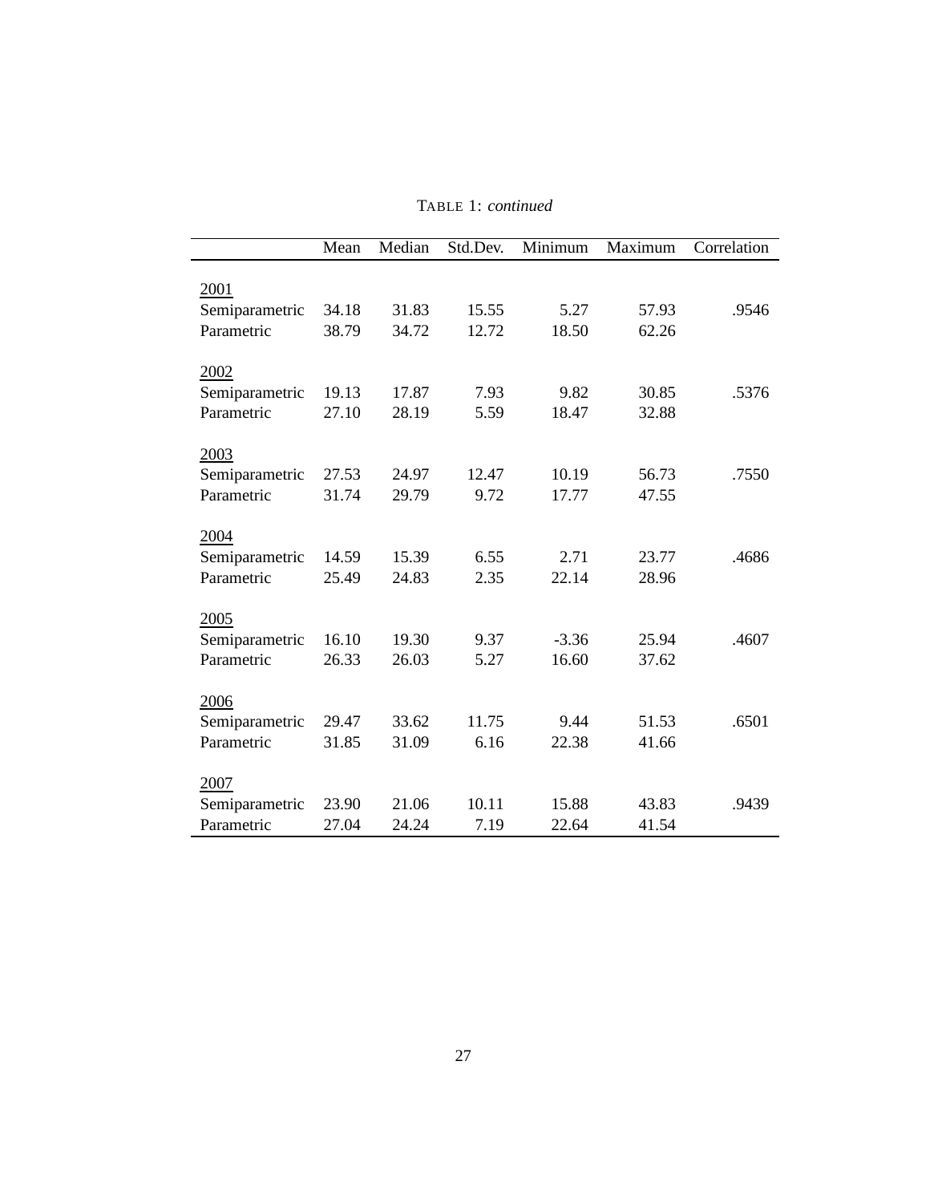TABLE 1: *continued*

| | Mean | Median | Std.Dev. | Minimum | Maximum | Correlation |
|---|---|---|---|---|---|---|
| 2001 | | | | | | |
| Semiparametric | 34.18 | 31.83 | 15.55 | 5.27 | 57.93 | .9546 |
| Parametric | 38.79 | 34.72 | 12.72 | 18.50 | 62.26 | |
| 2002 | | | | | | |
| Semiparametric | 19.13 | 17.87 | 7.93 | 9.82 | 30.85 | .5376 |
| Parametric | 27.10 | 28.19 | 5.59 | 18.47 | 32.88 | |
| 2003 | | | | | | |
| Semiparametric | 27.53 | 24.97 | 12.47 | 10.19 | 56.73 | .7550 |
| Parametric | 31.74 | 29.79 | 9.72 | 17.77 | 47.55 | |
| 2004 | | | | | | |
| Semiparametric | 14.59 | 15.39 | 6.55 | 2.71 | 23.77 | .4686 |
| Parametric | 25.49 | 24.83 | 2.35 | 22.14 | 28.96 | |
| 2005 | | | | | | |
| Semiparametric | 16.10 | 19.30 | 9.37 | -3.36 | 25.94 | .4607 |
| Parametric | 26.33 | 26.03 | 5.27 | 16.60 | 37.62 | |
| 2006 | | | | | | |
| Semiparametric | 29.47 | 33.62 | 11.75 | 9.44 | 51.53 | .6501 |
| Parametric | 31.85 | 31.09 | 6.16 | 22.38 | 41.66 | |
| 2007 | | | | | | |
| Semiparametric | 23.90 | 21.06 | 10.11 | 15.88 | 43.83 | .9439 |
| Parametric | 27.04 | 24.24 | 7.19 | 22.64 | 41.54 | |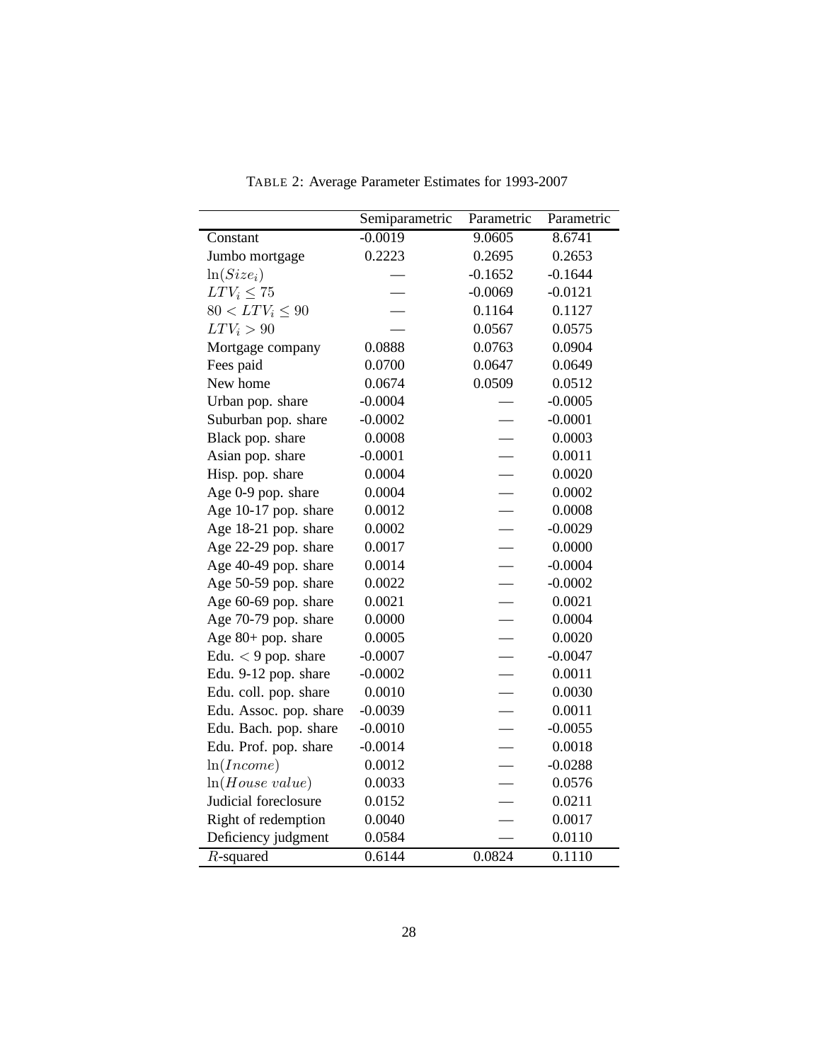TABLE 2: Average Parameter Estimates for 1993-2007

| | Semiparametric | Parametric | Parametric |
|---|---|---|---|
| Constant | -0.0019 | 9.0605 | 8.6741 |
| Jumbo mortgage | 0.2223 | 0.2695 | 0.2653 |
| $\ln(Size_i)$ | — | -0.1652 | -0.1644 |
| $LTV_i \leq 75$ | — | -0.0069 | -0.0121 |
| $80 < LTV_i \leq 90$ | — | 0.1164 | 0.1127 |
| $LTV_i > 90$ | — | 0.0567 | 0.0575 |
| Mortgage company | 0.0888 | 0.0763 | 0.0904 |
| Fees paid | 0.0700 | 0.0647 | 0.0649 |
| New home | 0.0674 | 0.0509 | 0.0512 |
| Urban pop. share | -0.0004 | — | -0.0005 |
| Suburban pop. share | -0.0002 | — | -0.0001 |
| Black pop. share | 0.0008 | — | 0.0003 |
| Asian pop. share | -0.0001 | — | 0.0011 |
| Hisp. pop. share | 0.0004 | — | 0.0020 |
| Age 0-9 pop. share | 0.0004 | — | 0.0002 |
| Age 10-17 pop. share | 0.0012 | — | 0.0008 |
| Age 18-21 pop. share | 0.0002 | — | -0.0029 |
| Age 22-29 pop. share | 0.0017 | — | 0.0000 |
| Age 40-49 pop. share | 0.0014 | — | -0.0004 |
| Age 50-59 pop. share | 0.0022 | — | -0.0002 |
| Age 60-69 pop. share | 0.0021 | — | 0.0021 |
| Age 70-79 pop. share | 0.0000 | — | 0.0004 |
| Age 80+ pop. share | 0.0005 | — | 0.0020 |
| Edu. $< 9$ pop. share | -0.0007 | — | -0.0047 |
| Edu. 9-12 pop. share | -0.0002 | — | 0.0011 |
| Edu. coll. pop. share | 0.0010 | — | 0.0030 |
| Edu. Assoc. pop. share | -0.0039 | — | 0.0011 |
| Edu. Bach. pop. share | -0.0010 | — | -0.0055 |
| Edu. Prof. pop. share | -0.0014 | — | 0.0018 |
| $\ln(Income)$ | 0.0012 | — | -0.0288 |
| $\ln(House\ value)$ | 0.0033 | — | 0.0576 |
| Judicial foreclosure | 0.0152 | — | 0.0211 |
| Right of redemption | 0.0040 | — | 0.0017 |
| Deficiency judgment | 0.0584 | — | 0.0110 |
| $R$-squared | 0.6144 | 0.0824 | 0.1110 |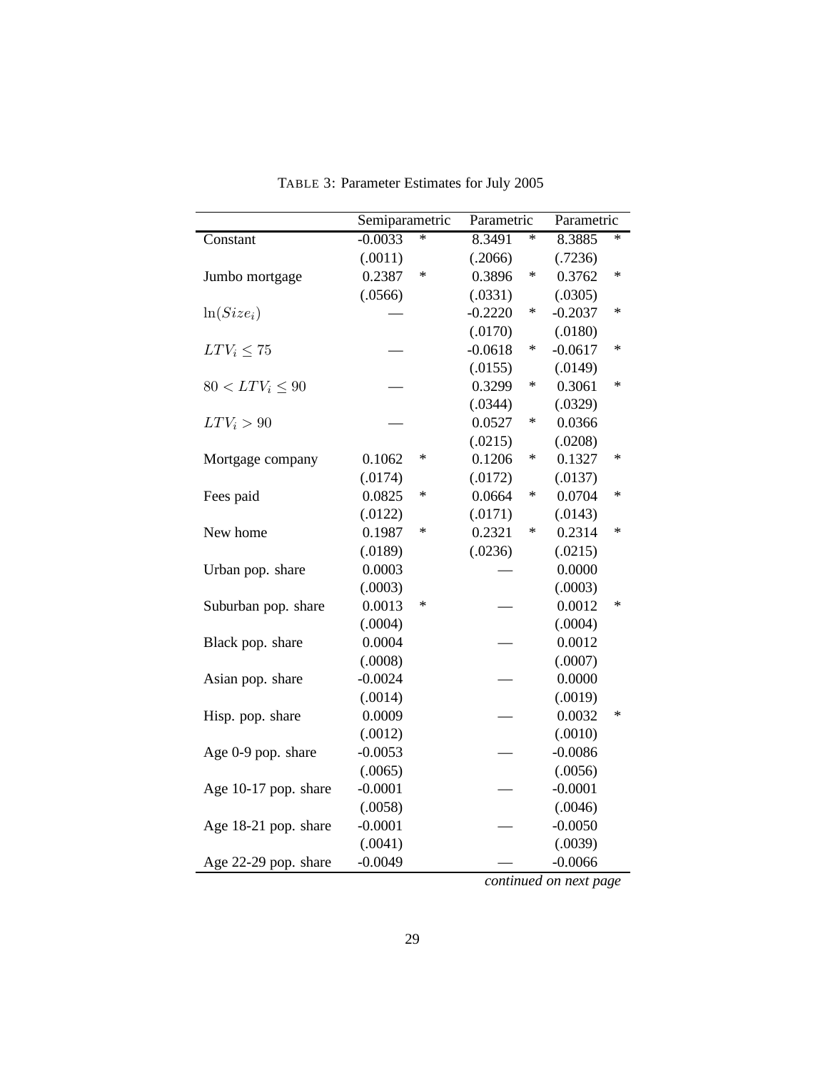TABLE 3: Parameter Estimates for July 2005

| | Semiparametric | | Parametric | | Parametric | |
|---|---|---|---|---|---|---|
| Constant | -0.0033 | * | 8.3491 | * | 8.3885 | * |
| | (.0011) | | (.2066) | | (.7236) | |
| Jumbo mortgage | 0.2387 | * | 0.3896 | * | 0.3762 | * |
| | (.0566) | | (.0331) | | (.0305) | |
| $\ln(Size_i)$ | — | | -0.2220 | * | -0.2037 | * |
| | | | (.0170) | | (.0180) | |
| $LTV_i \leq 75$ | — | | -0.0618 | * | -0.0617 | * |
| | | | (.0155) | | (.0149) | |
| $80 < LTV_i \leq 90$ | — | | 0.3299 | * | 0.3061 | * |
| | | | (.0344) | | (.0329) | |
| $LTV_i > 90$ | — | | 0.0527 | * | 0.0366 | |
| | | | (.0215) | | (.0208) | |
| Mortgage company | 0.1062 | * | 0.1206 | * | 0.1327 | * |
| | (.0174) | | (.0172) | | (.0137) | |
| Fees paid | 0.0825 | * | 0.0664 | * | 0.0704 | * |
| | (.0122) | | (.0171) | | (.0143) | |
| New home | 0.1987 | * | 0.2321 | * | 0.2314 | * |
| | (.0189) | | (.0236) | | (.0215) | |
| Urban pop. share | 0.0003 | | — | | 0.0000 | |
| | (.0003) | | | | (.0003) | |
| Suburban pop. share | 0.0013 | * | — | | 0.0012 | * |
| | (.0004) | | | | (.0004) | |
| Black pop. share | 0.0004 | | — | | 0.0012 | |
| | (.0008) | | | | (.0007) | |
| Asian pop. share | -0.0024 | | — | | 0.0000 | |
| | (.0014) | | | | (.0019) | |
| Hisp. pop. share | 0.0009 | | — | | 0.0032 | * |
| | (.0012) | | | | (.0010) | |
| Age 0-9 pop. share | -0.0053 | | — | | -0.0086 | |
| | (.0065) | | | | (.0056) | |
| Age 10-17 pop. share | -0.0001 | | — | | -0.0001 | |
| | (.0058) | | | | (.0046) | |
| Age 18-21 pop. share | -0.0001 | | — | | -0.0050 | |
| | (.0041) | | | | (.0039) | |
| Age 22-29 pop. share | -0.0049 | | — | | -0.0066 | |

*continued on next page*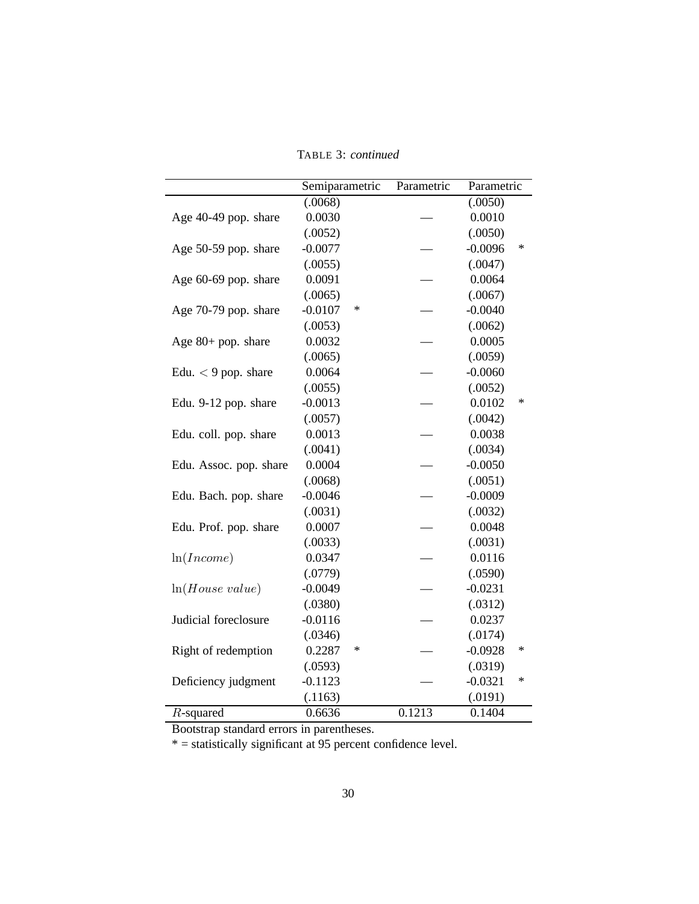TABLE 3: *continued*

| | Semiparametric | Parametric | Parametric |
|---|---|---|---|
| | (.0068) | | (.0050) |
| Age 40-49 pop. share | 0.0030 | — | 0.0010 |
| | (.0052) | | (.0050) |
| Age 50-59 pop. share | -0.0077 | — | -0.0096 * |
| | (.0055) | | (.0047) |
| Age 60-69 pop. share | 0.0091 | — | 0.0064 |
| | (.0065) | | (.0067) |
| Age 70-79 pop. share | -0.0107 * | — | -0.0040 |
| | (.0053) | | (.0062) |
| Age 80+ pop. share | 0.0032 | — | 0.0005 |
| | (.0065) | | (.0059) |
| Edu. $<$ 9 pop. share | 0.0064 | — | -0.0060 |
| | (.0055) | | (.0052) |
| Edu. 9-12 pop. share | -0.0013 | — | 0.0102 * |
| | (.0057) | | (.0042) |
| Edu. coll. pop. share | 0.0013 | — | 0.0038 |
| | (.0041) | | (.0034) |
| Edu. Assoc. pop. share | 0.0004 | — | -0.0050 |
| | (.0068) | | (.0051) |
| Edu. Bach. pop. share | -0.0046 | — | -0.0009 |
| | (.0031) | | (.0032) |
| Edu. Prof. pop. share | 0.0007 | — | 0.0048 |
| | (.0033) | | (.0031) |
| $\ln(Income)$ | 0.0347 | — | 0.0116 |
| | (.0779) | | (.0590) |
| $\ln(House\ value)$ | -0.0049 | — | -0.0231 |
| | (.0380) | | (.0312) |
| Judicial foreclosure | -0.0116 | — | 0.0237 |
| | (.0346) | | (.0174) |
| Right of redemption | 0.2287 * | — | -0.0928 * |
| | (.0593) | | (.0319) |
| Deficiency judgment | -0.1123 | — | -0.0321 * |
| | (.1163) | | (.0191) |
| $R$-squared | 0.6636 | 0.1213 | 0.1404 |

Bootstrap standard errors in parentheses.

* = statistically significant at 95 percent confidence level.